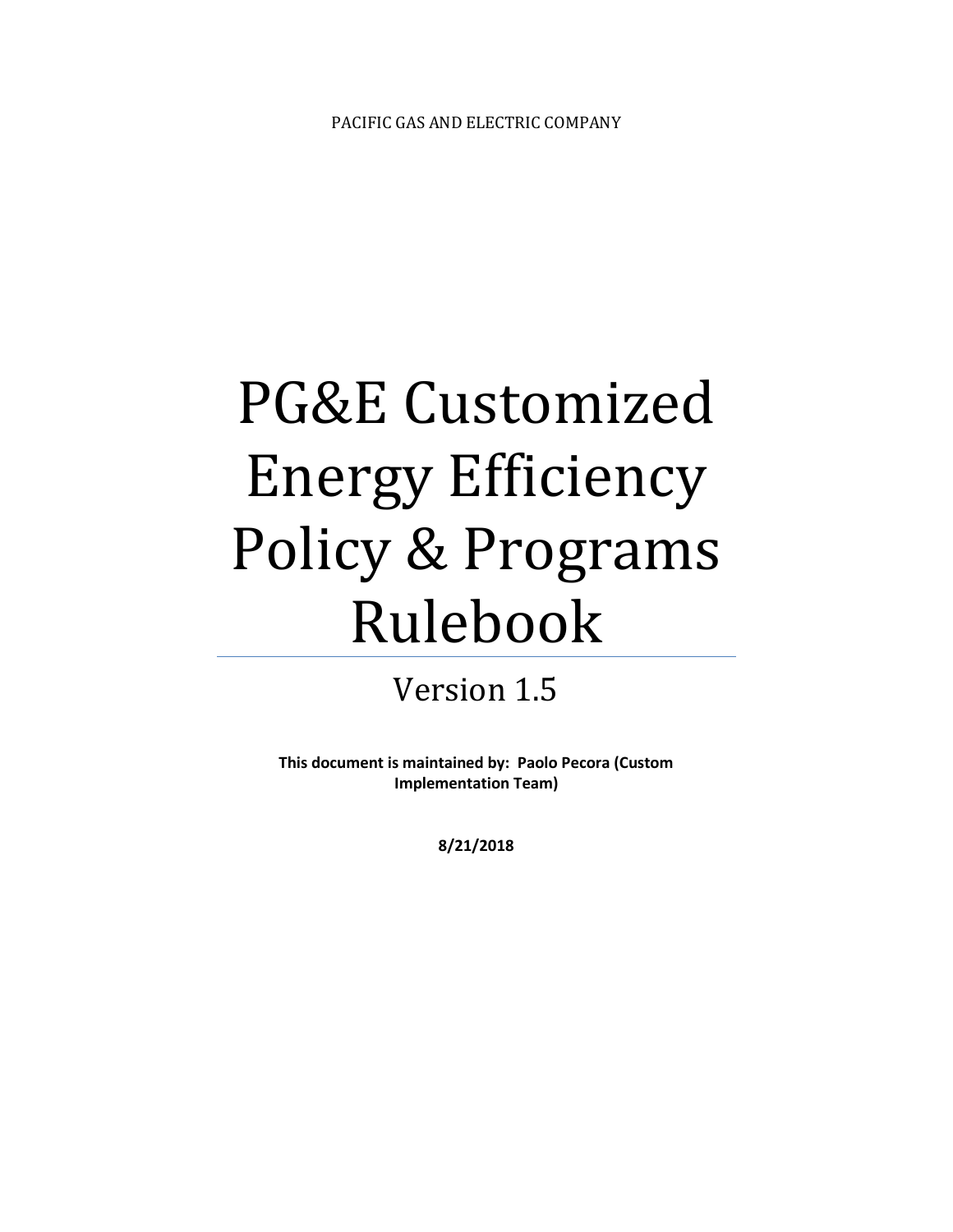PACIFIC GAS AND ELECTRIC COMPANY

# PG&E Customized Energy Efficiency Policy & Programs Rulebook

## Version 1.5

**This document is maintained by: Paolo Pecora (Custom Implementation Team)**

**8/21/2018**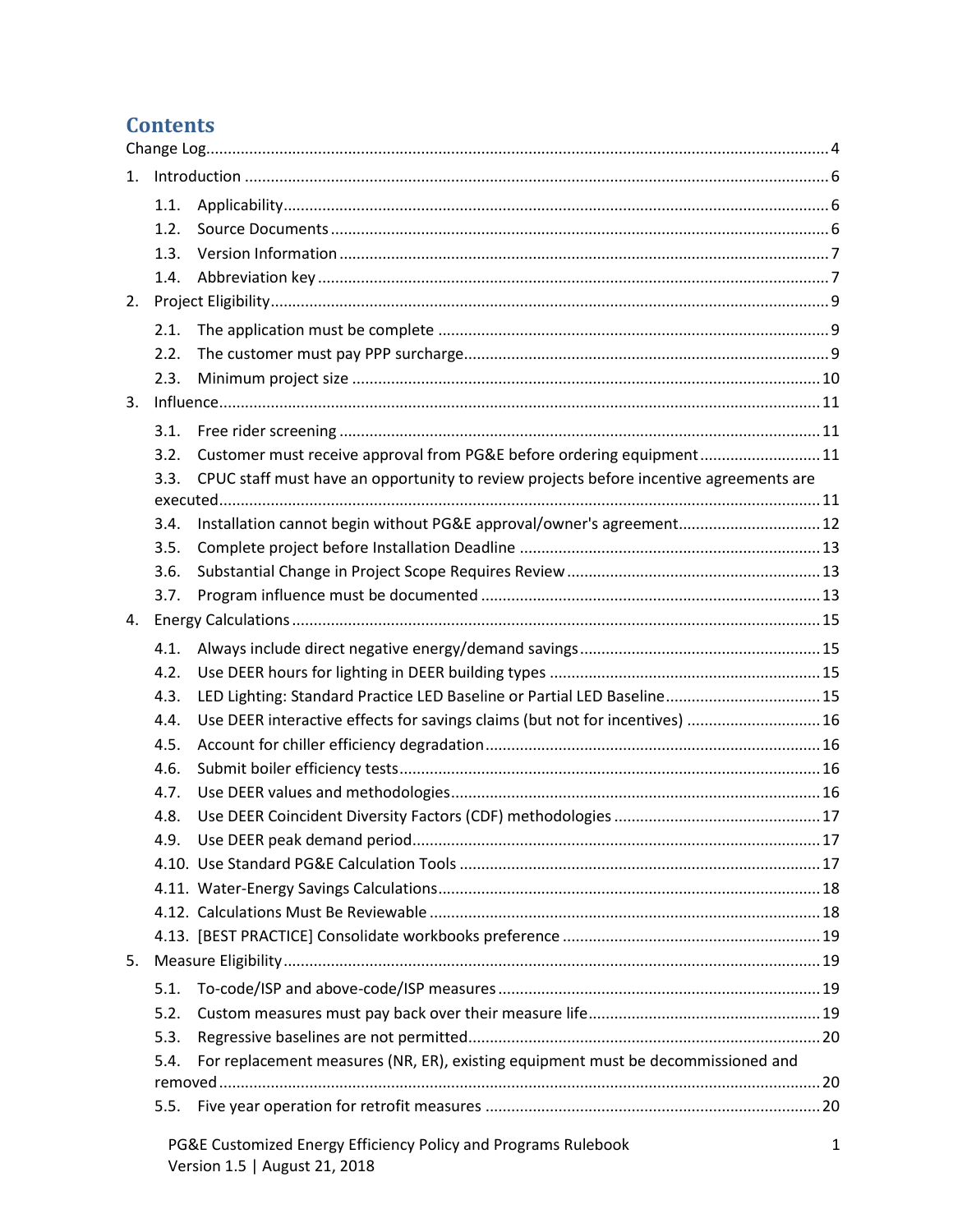# Contents

Change Log ..... 4

1. Introduction ..... 6
   - 1.1. Applicability ..... 6
   - 1.2. Source Documents ..... 6
   - 1.3. Version Information ..... 7
   - 1.4. Abbreviation key ..... 7
2. Project Eligibility ..... 9
   - 2.1. The application must be complete ..... 9
   - 2.2. The customer must pay PPP surcharge ..... 9
   - 2.3. Minimum project size ..... 10
3. Influence ..... 11
   - 3.1. Free rider screening ..... 11
   - 3.2. Customer must receive approval from PG&E before ordering equipment ..... 11
   - 3.3. CPUC staff must have an opportunity to review projects before incentive agreements are executed ..... 11
   - 3.4. Installation cannot begin without PG&E approval/owner's agreement ..... 12
   - 3.5. Complete project before Installation Deadline ..... 13
   - 3.6. Substantial Change in Project Scope Requires Review ..... 13
   - 3.7. Program influence must be documented ..... 13
4. Energy Calculations ..... 15
   - 4.1. Always include direct negative energy/demand savings ..... 15
   - 4.2. Use DEER hours for lighting in DEER building types ..... 15
   - 4.3. LED Lighting: Standard Practice LED Baseline or Partial LED Baseline ..... 15
   - 4.4. Use DEER interactive effects for savings claims (but not for incentives) ..... 16
   - 4.5. Account for chiller efficiency degradation ..... 16
   - 4.6. Submit boiler efficiency tests ..... 16
   - 4.7. Use DEER values and methodologies ..... 16
   - 4.8. Use DEER Coincident Diversity Factors (CDF) methodologies ..... 17
   - 4.9. Use DEER peak demand period ..... 17
   - 4.10. Use Standard PG&E Calculation Tools ..... 17
   - 4.11. Water-Energy Savings Calculations ..... 18
   - 4.12. Calculations Must Be Reviewable ..... 18
   - 4.13. [BEST PRACTICE] Consolidate workbooks preference ..... 19
5. Measure Eligibility ..... 19
   - 5.1. To-code/ISP and above-code/ISP measures ..... 19
   - 5.2. Custom measures must pay back over their measure life ..... 19
   - 5.3. Regressive baselines are not permitted ..... 20
   - 5.4. For replacement measures (NR, ER), existing equipment must be decommissioned and removed ..... 20
   - 5.5. Five year operation for retrofit measures ..... 20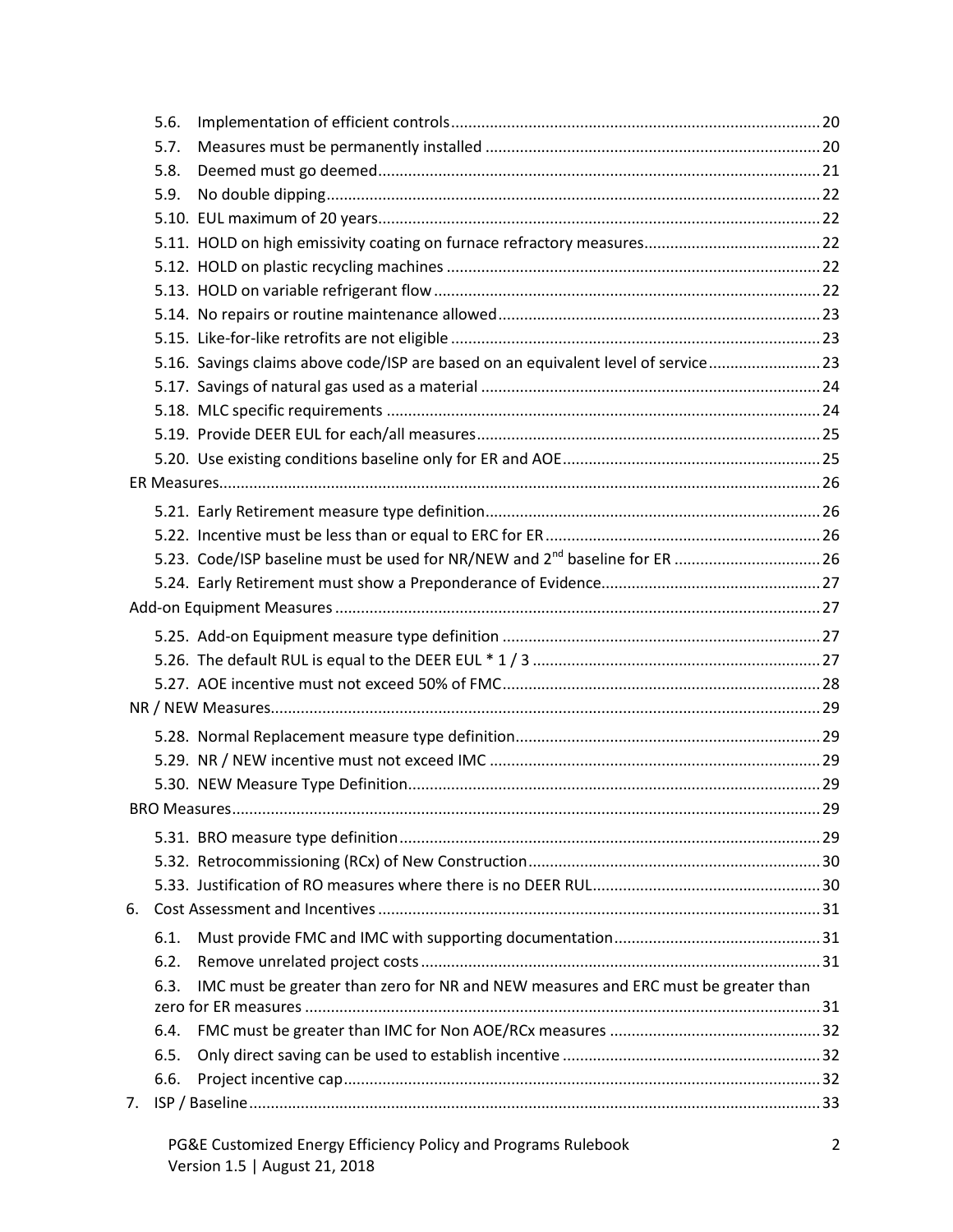- 5.6. Implementation of efficient controls ..... 20
- 5.7. Measures must be permanently installed ..... 20
- 5.8. Deemed must go deemed ..... 21
- 5.9. No double dipping ..... 22
- 5.10. EUL maximum of 20 years ..... 22
- 5.11. HOLD on high emissivity coating on furnace refractory measures ..... 22
- 5.12. HOLD on plastic recycling machines ..... 22
- 5.13. HOLD on variable refrigerant flow ..... 22
- 5.14. No repairs or routine maintenance allowed ..... 23
- 5.15. Like-for-like retrofits are not eligible ..... 23
- 5.16. Savings claims above code/ISP are based on an equivalent level of service ..... 23
- 5.17. Savings of natural gas used as a material ..... 24
- 5.18. MLC specific requirements ..... 24
- 5.19. Provide DEER EUL for each/all measures ..... 25
- 5.20. Use existing conditions baseline only for ER and AOE ..... 25

ER Measures ..... 26

- 5.21. Early Retirement measure type definition ..... 26
- 5.22. Incentive must be less than or equal to ERC for ER ..... 26
- 5.23. Code/ISP baseline must be used for NR/NEW and 2nd baseline for ER ..... 26
- 5.24. Early Retirement must show a Preponderance of Evidence ..... 27

Add-on Equipment Measures ..... 27

- 5.25. Add-on Equipment measure type definition ..... 27
- 5.26. The default RUL is equal to the DEER EUL * 1 / 3 ..... 27
- 5.27. AOE incentive must not exceed 50% of FMC ..... 28

NR / NEW Measures ..... 29

- 5.28. Normal Replacement measure type definition ..... 29
- 5.29. NR / NEW incentive must not exceed IMC ..... 29
- 5.30. NEW Measure Type Definition ..... 29

BRO Measures ..... 29

- 5.31. BRO measure type definition ..... 29
- 5.32. Retrocommissioning (RCx) of New Construction ..... 30
- 5.33. Justification of RO measures where there is no DEER RUL ..... 30

6. Cost Assessment and Incentives ..... 31
   - 6.1. Must provide FMC and IMC with supporting documentation ..... 31
   - 6.2. Remove unrelated project costs ..... 31
   - 6.3. IMC must be greater than zero for NR and NEW measures and ERC must be greater than zero for ER measures ..... 31
   - 6.4. FMC must be greater than IMC for Non AOE/RCx measures ..... 32
   - 6.5. Only direct saving can be used to establish incentive ..... 32
   - 6.6. Project incentive cap ..... 32
7. ISP / Baseline ..... 33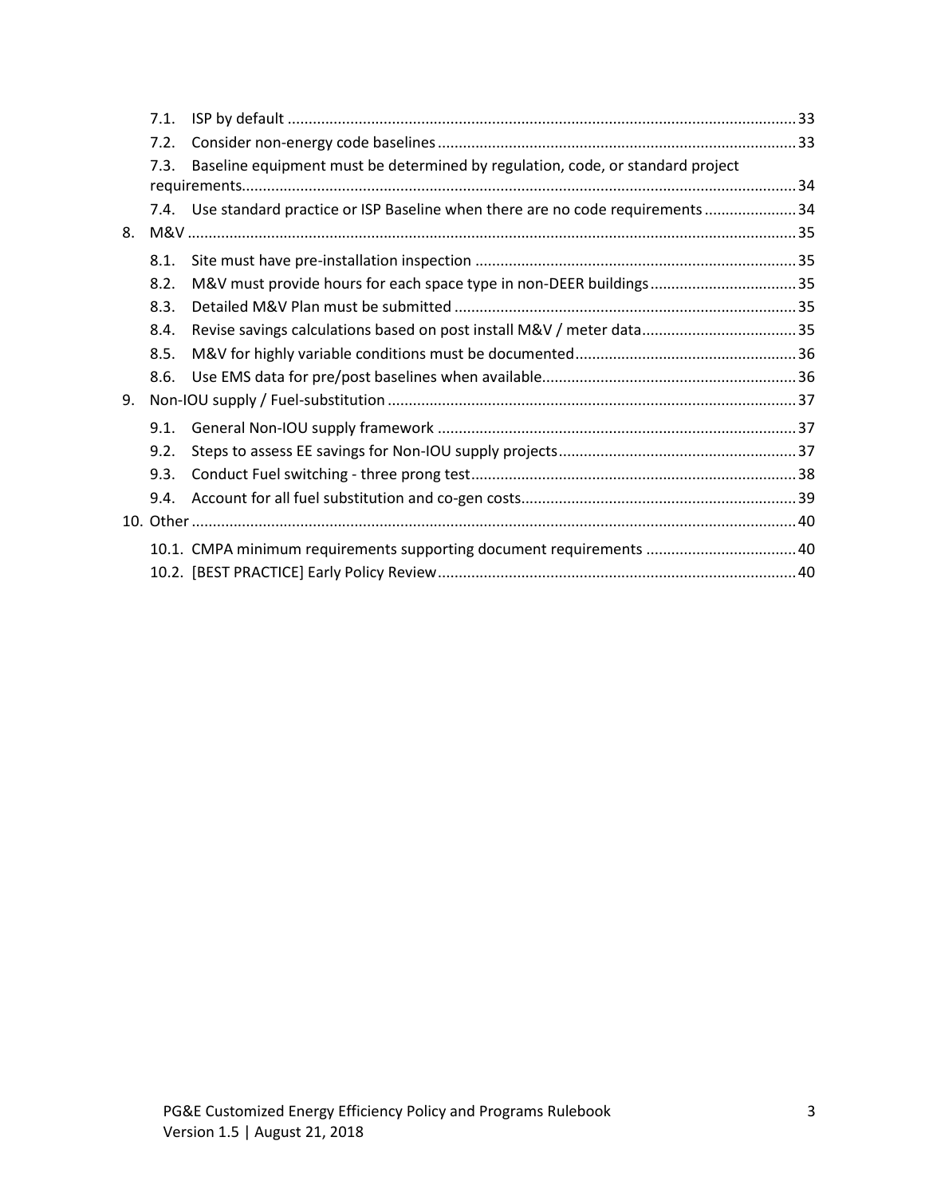- 7.1. ISP by default ..... 33
- 7.2. Consider non-energy code baselines ..... 33
- 7.3. Baseline equipment must be determined by regulation, code, or standard project requirements ..... 34
- 7.4. Use standard practice or ISP Baseline when there are no code requirements ..... 34

8. M&V ..... 35
   - 8.1. Site must have pre-installation inspection ..... 35
   - 8.2. M&V must provide hours for each space type in non-DEER buildings ..... 35
   - 8.3. Detailed M&V Plan must be submitted ..... 35
   - 8.4. Revise savings calculations based on post install M&V / meter data ..... 35
   - 8.5. M&V for highly variable conditions must be documented ..... 36
   - 8.6. Use EMS data for pre/post baselines when available ..... 36
9. Non-IOU supply / Fuel-substitution ..... 37
   - 9.1. General Non-IOU supply framework ..... 37
   - 9.2. Steps to assess EE savings for Non-IOU supply projects ..... 37
   - 9.3. Conduct Fuel switching - three prong test ..... 38
   - 9.4. Account for all fuel substitution and co-gen costs ..... 39
10. Other ..... 40
    - 10.1. CMPA minimum requirements supporting document requirements ..... 40
    - 10.2. [BEST PRACTICE] Early Policy Review ..... 40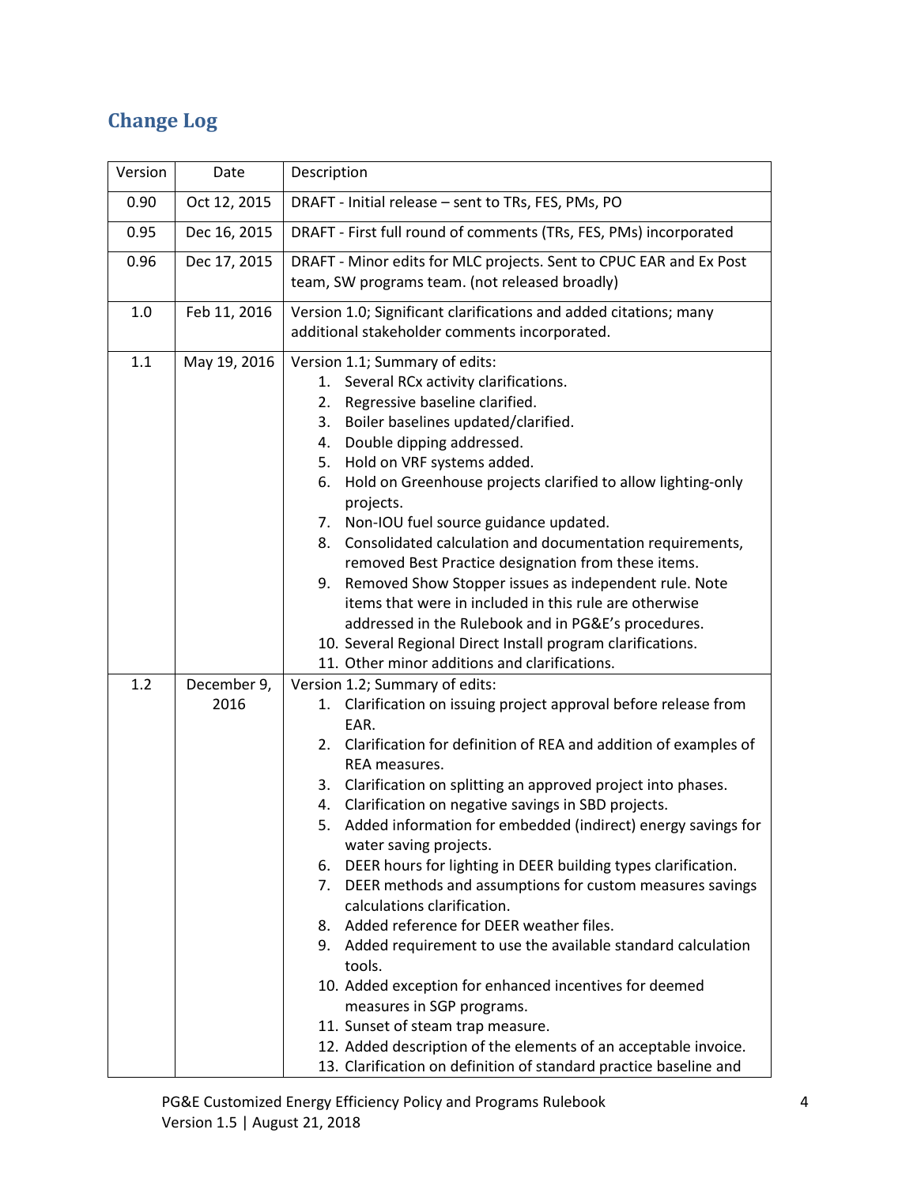## Change Log

| Version | Date | Description |
|---|---|---|
| 0.90 | Oct 12, 2015 | DRAFT - Initial release – sent to TRs, FES, PMs, PO |
| 0.95 | Dec 16, 2015 | DRAFT - First full round of comments (TRs, FES, PMs) incorporated |
| 0.96 | Dec 17, 2015 | DRAFT - Minor edits for MLC projects. Sent to CPUC EAR and Ex Post team, SW programs team. (not released broadly) |
| 1.0 | Feb 11, 2016 | Version 1.0; Significant clarifications and added citations; many additional stakeholder comments incorporated. |
| 1.1 | May 19, 2016 | Version 1.1; Summary of edits:<br>1. Several RCx activity clarifications.<br>2. Regressive baseline clarified.<br>3. Boiler baselines updated/clarified.<br>4. Double dipping addressed.<br>5. Hold on VRF systems added.<br>6. Hold on Greenhouse projects clarified to allow lighting-only projects.<br>7. Non-IOU fuel source guidance updated.<br>8. Consolidated calculation and documentation requirements, removed Best Practice designation from these items.<br>9. Removed Show Stopper issues as independent rule. Note items that were in included in this rule are otherwise addressed in the Rulebook and in PG&E's procedures.<br>10. Several Regional Direct Install program clarifications.<br>11. Other minor additions and clarifications. |
| 1.2 | December 9, 2016 | Version 1.2; Summary of edits:<br>1. Clarification on issuing project approval before release from EAR.<br>2. Clarification for definition of REA and addition of examples of REA measures.<br>3. Clarification on splitting an approved project into phases.<br>4. Clarification on negative savings in SBD projects.<br>5. Added information for embedded (indirect) energy savings for water saving projects.<br>6. DEER hours for lighting in DEER building types clarification.<br>7. DEER methods and assumptions for custom measures savings calculations clarification.<br>8. Added reference for DEER weather files.<br>9. Added requirement to use the available standard calculation tools.<br>10. Added exception for enhanced incentives for deemed measures in SGP programs.<br>11. Sunset of steam trap measure.<br>12. Added description of the elements of an acceptable invoice.<br>13. Clarification on definition of standard practice baseline and |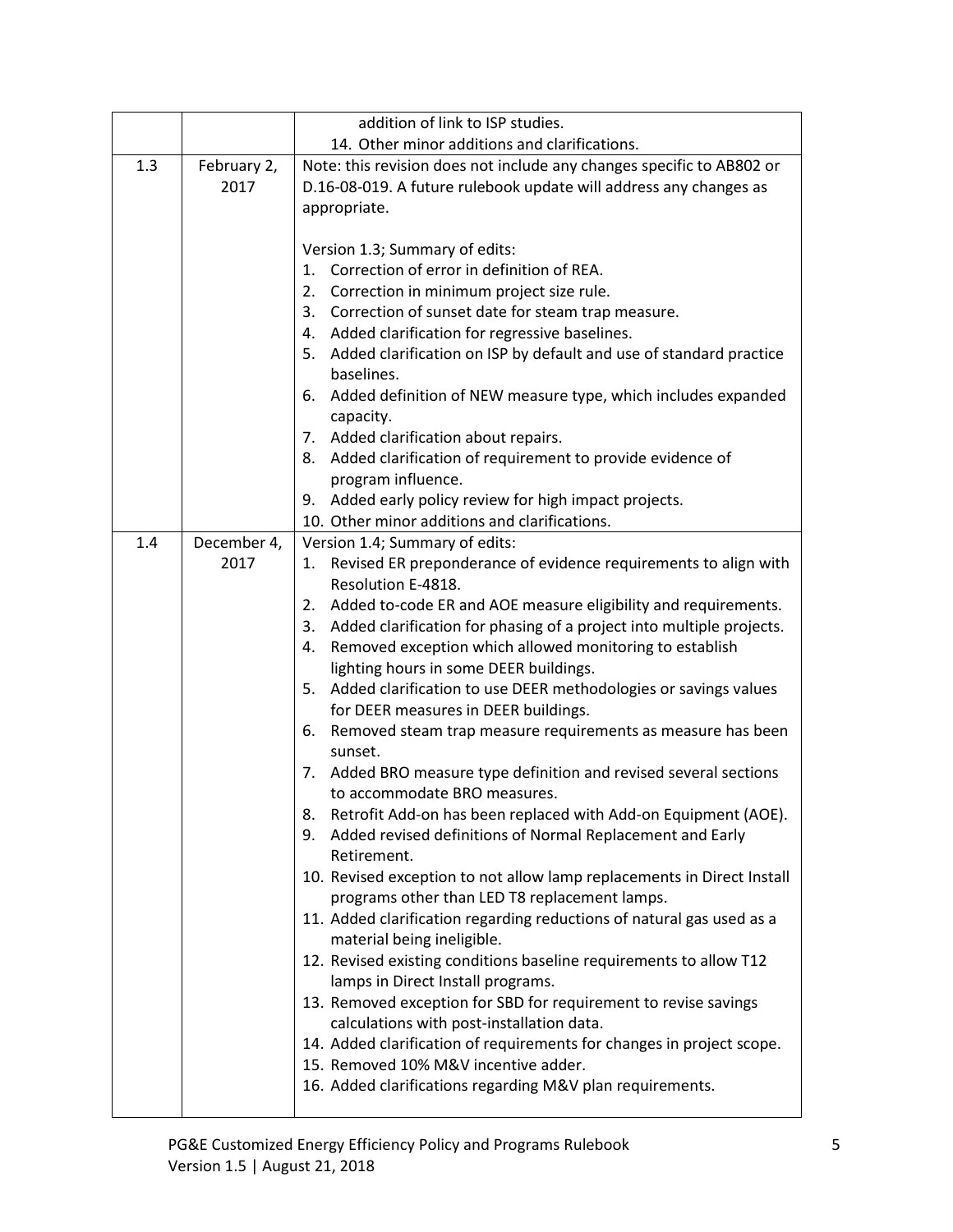| | | |
|---|---|---|
| | | addition of link to ISP studies.<br>14. Other minor additions and clarifications. |
| 1.3 | February 2, 2017 | Note: this revision does not include any changes specific to AB802 or D.16-08-019. A future rulebook update will address any changes as appropriate.<br><br>Version 1.3; Summary of edits:<br>1. Correction of error in definition of REA.<br>2. Correction in minimum project size rule.<br>3. Correction of sunset date for steam trap measure.<br>4. Added clarification for regressive baselines.<br>5. Added clarification on ISP by default and use of standard practice baselines.<br>6. Added definition of NEW measure type, which includes expanded capacity.<br>7. Added clarification about repairs.<br>8. Added clarification of requirement to provide evidence of program influence.<br>9. Added early policy review for high impact projects.<br>10. Other minor additions and clarifications. |
| 1.4 | December 4, 2017 | Version 1.4; Summary of edits:<br>1. Revised ER preponderance of evidence requirements to align with Resolution E-4818.<br>2. Added to-code ER and AOE measure eligibility and requirements.<br>3. Added clarification for phasing of a project into multiple projects.<br>4. Removed exception which allowed monitoring to establish lighting hours in some DEER buildings.<br>5. Added clarification to use DEER methodologies or savings values for DEER measures in DEER buildings.<br>6. Removed steam trap measure requirements as measure has been sunset.<br>7. Added BRO measure type definition and revised several sections to accommodate BRO measures.<br>8. Retrofit Add-on has been replaced with Add-on Equipment (AOE).<br>9. Added revised definitions of Normal Replacement and Early Retirement.<br>10. Revised exception to not allow lamp replacements in Direct Install programs other than LED T8 replacement lamps.<br>11. Added clarification regarding reductions of natural gas used as a material being ineligible.<br>12. Revised existing conditions baseline requirements to allow T12 lamps in Direct Install programs.<br>13. Removed exception for SBD for requirement to revise savings calculations with post-installation data.<br>14. Added clarification of requirements for changes in project scope.<br>15. Removed 10% M&V incentive adder.<br>16. Added clarifications regarding M&V plan requirements. |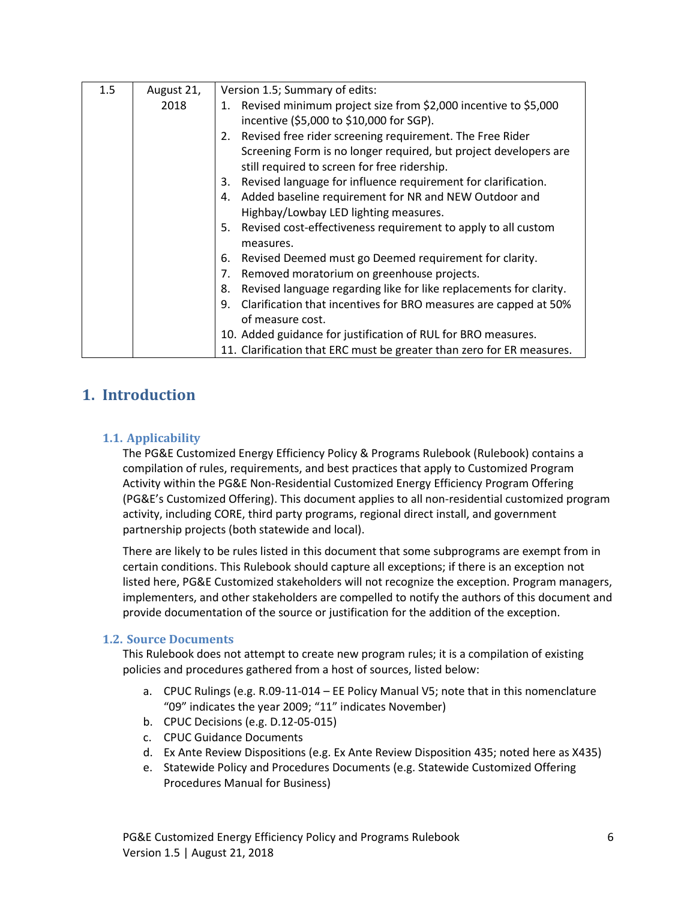| 1.5 | August 21, 2018 | Version 1.5; Summary of edits:<br>1. Revised minimum project size from $2,000 incentive to $5,000 incentive ($5,000 to $10,000 for SGP).<br>2. Revised free rider screening requirement. The Free Rider Screening Form is no longer required, but project developers are still required to screen for free ridership.<br>3. Revised language for influence requirement for clarification.<br>4. Added baseline requirement for NR and NEW Outdoor and Highbay/Lowbay LED lighting measures.<br>5. Revised cost-effectiveness requirement to apply to all custom measures.<br>6. Revised Deemed must go Deemed requirement for clarity.<br>7. Removed moratorium on greenhouse projects.<br>8. Revised language regarding like for like replacements for clarity.<br>9. Clarification that incentives for BRO measures are capped at 50% of measure cost.<br>10. Added guidance for justification of RUL for BRO measures.<br>11. Clarification that ERC must be greater than zero for ER measures. |
|---|---|---|

# 1. Introduction

## 1.1. Applicability

The PG&E Customized Energy Efficiency Policy & Programs Rulebook (Rulebook) contains a compilation of rules, requirements, and best practices that apply to Customized Program Activity within the PG&E Non-Residential Customized Energy Efficiency Program Offering (PG&E's Customized Offering). This document applies to all non-residential customized program activity, including CORE, third party programs, regional direct install, and government partnership projects (both statewide and local).

There are likely to be rules listed in this document that some subprograms are exempt from in certain conditions. This Rulebook should capture all exceptions; if there is an exception not listed here, PG&E Customized stakeholders will not recognize the exception. Program managers, implementers, and other stakeholders are compelled to notify the authors of this document and provide documentation of the source or justification for the addition of the exception.

## 1.2. Source Documents

This Rulebook does not attempt to create new program rules; it is a compilation of existing policies and procedures gathered from a host of sources, listed below:

a. CPUC Rulings (e.g. R.09-11-014 – EE Policy Manual V5; note that in this nomenclature "09" indicates the year 2009; "11" indicates November)
b. CPUC Decisions (e.g. D.12-05-015)
c. CPUC Guidance Documents
d. Ex Ante Review Dispositions (e.g. Ex Ante Review Disposition 435; noted here as X435)
e. Statewide Policy and Procedures Documents (e.g. Statewide Customized Offering Procedures Manual for Business)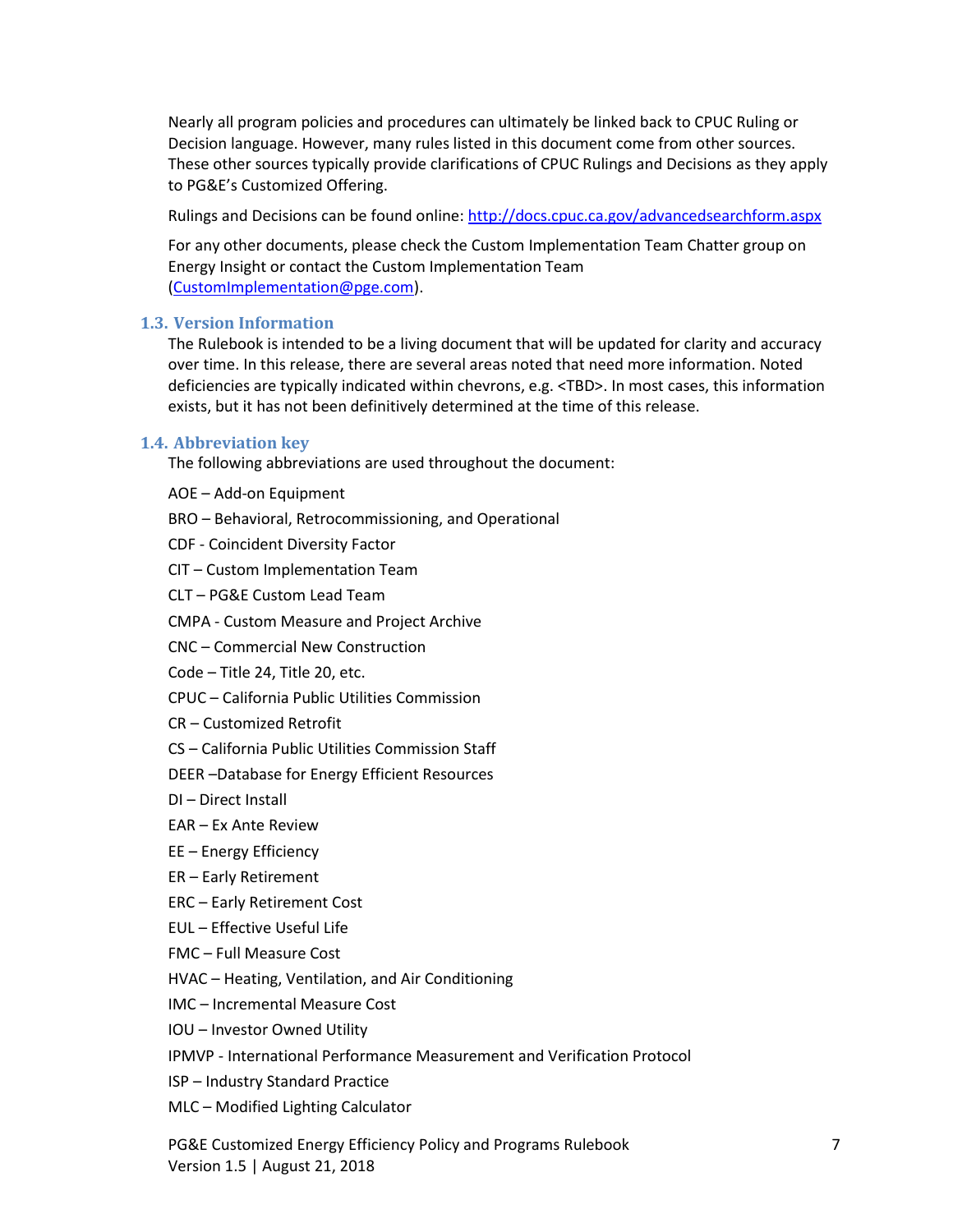Nearly all program policies and procedures can ultimately be linked back to CPUC Ruling or Decision language. However, many rules listed in this document come from other sources. These other sources typically provide clarifications of CPUC Rulings and Decisions as they apply to PG&E's Customized Offering.

Rulings and Decisions can be found online: [http://docs.cpuc.ca.gov/advancedsearchform.aspx](http://docs.cpuc.ca.gov/advancedsearchform.aspx)

For any other documents, please check the Custom Implementation Team Chatter group on Energy Insight or contact the Custom Implementation Team ([CustomImplementation@pge.com](mailto:CustomImplementation@pge.com)).

### 1.3. Version Information

The Rulebook is intended to be a living document that will be updated for clarity and accuracy over time. In this release, there are several areas noted that need more information. Noted deficiencies are typically indicated within chevrons, e.g. <TBD>. In most cases, this information exists, but it has not been definitively determined at the time of this release.

### 1.4. Abbreviation key

The following abbreviations are used throughout the document:

AOE – Add-on Equipment

BRO – Behavioral, Retrocommissioning, and Operational

CDF - Coincident Diversity Factor

CIT – Custom Implementation Team

CLT – PG&E Custom Lead Team

CMPA - Custom Measure and Project Archive

CNC – Commercial New Construction

Code – Title 24, Title 20, etc.

CPUC – California Public Utilities Commission

CR – Customized Retrofit

CS – California Public Utilities Commission Staff

DEER –Database for Energy Efficient Resources

DI – Direct Install

EAR – Ex Ante Review

EE – Energy Efficiency

ER – Early Retirement

ERC – Early Retirement Cost

EUL – Effective Useful Life

FMC – Full Measure Cost

HVAC – Heating, Ventilation, and Air Conditioning

IMC – Incremental Measure Cost

IOU – Investor Owned Utility

IPMVP - International Performance Measurement and Verification Protocol

ISP – Industry Standard Practice

MLC – Modified Lighting Calculator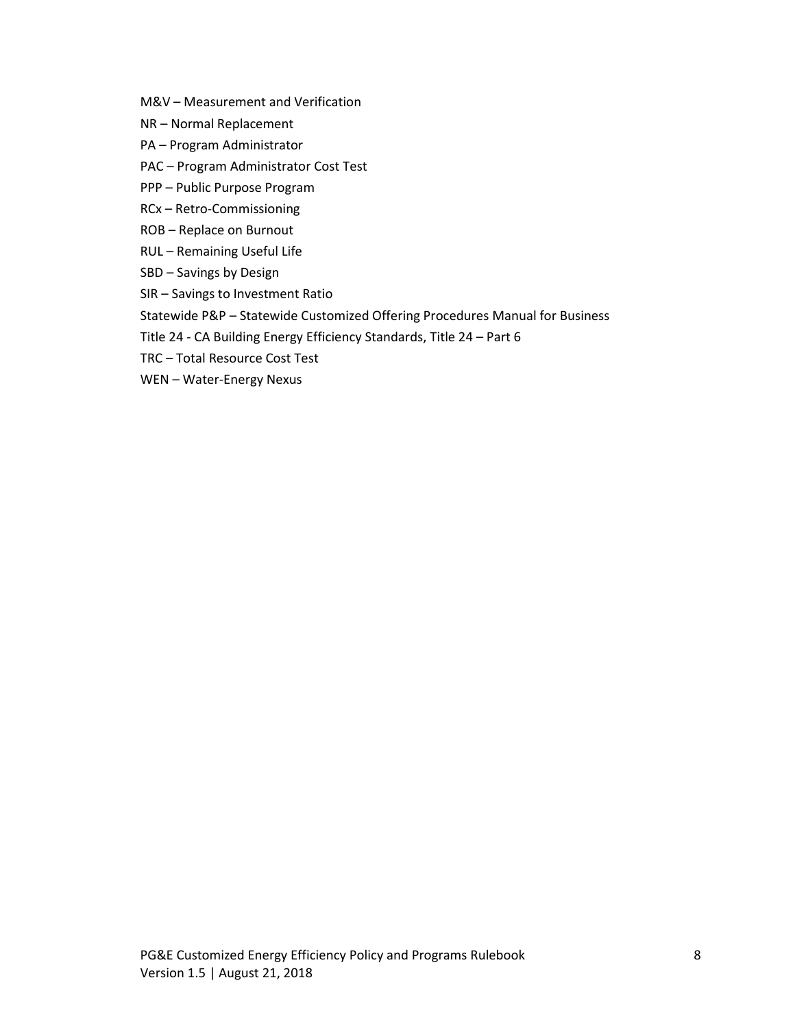M&V – Measurement and Verification

NR – Normal Replacement

PA – Program Administrator

PAC – Program Administrator Cost Test

PPP – Public Purpose Program

RCx – Retro-Commissioning

ROB – Replace on Burnout

RUL – Remaining Useful Life

SBD – Savings by Design

SIR – Savings to Investment Ratio

Statewide P&P – Statewide Customized Offering Procedures Manual for Business

Title 24 - CA Building Energy Efficiency Standards, Title 24 – Part 6

TRC – Total Resource Cost Test

WEN – Water-Energy Nexus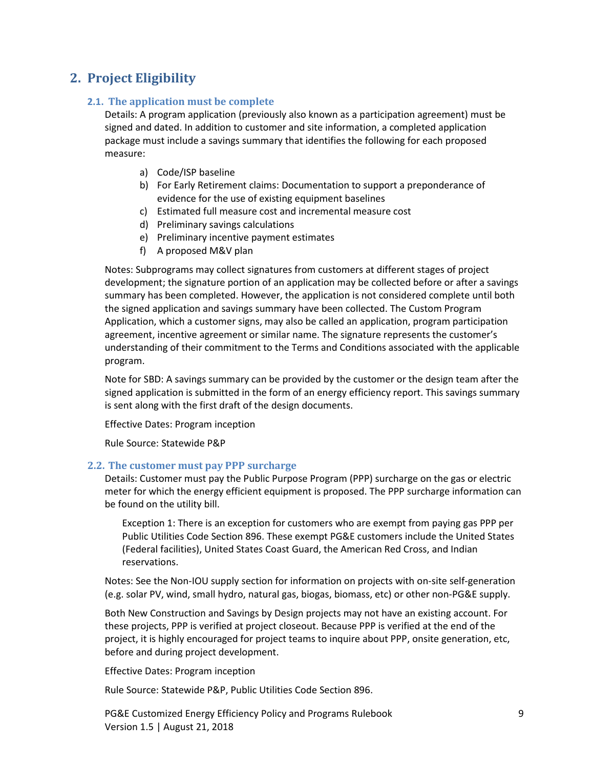## 2. Project Eligibility

### 2.1. The application must be complete

Details: A program application (previously also known as a participation agreement) must be signed and dated. In addition to customer and site information, a completed application package must include a savings summary that identifies the following for each proposed measure:

a) Code/ISP baseline
b) For Early Retirement claims: Documentation to support a preponderance of evidence for the use of existing equipment baselines
c) Estimated full measure cost and incremental measure cost
d) Preliminary savings calculations
e) Preliminary incentive payment estimates
f) A proposed M&V plan

Notes: Subprograms may collect signatures from customers at different stages of project development; the signature portion of an application may be collected before or after a savings summary has been completed. However, the application is not considered complete until both the signed application and savings summary have been collected. The Custom Program Application, which a customer signs, may also be called an application, program participation agreement, incentive agreement or similar name. The signature represents the customer's understanding of their commitment to the Terms and Conditions associated with the applicable program.

Note for SBD: A savings summary can be provided by the customer or the design team after the signed application is submitted in the form of an energy efficiency report. This savings summary is sent along with the first draft of the design documents.

Effective Dates: Program inception

Rule Source: Statewide P&P

### 2.2. The customer must pay PPP surcharge

Details: Customer must pay the Public Purpose Program (PPP) surcharge on the gas or electric meter for which the energy efficient equipment is proposed. The PPP surcharge information can be found on the utility bill.

> Exception 1: There is an exception for customers who are exempt from paying gas PPP per Public Utilities Code Section 896. These exempt PG&E customers include the United States (Federal facilities), United States Coast Guard, the American Red Cross, and Indian reservations.

Notes: See the Non-IOU supply section for information on projects with on-site self-generation (e.g. solar PV, wind, small hydro, natural gas, biogas, biomass, etc) or other non-PG&E supply.

Both New Construction and Savings by Design projects may not have an existing account. For these projects, PPP is verified at project closeout. Because PPP is verified at the end of the project, it is highly encouraged for project teams to inquire about PPP, onsite generation, etc, before and during project development.

Effective Dates: Program inception

Rule Source: Statewide P&P, Public Utilities Code Section 896.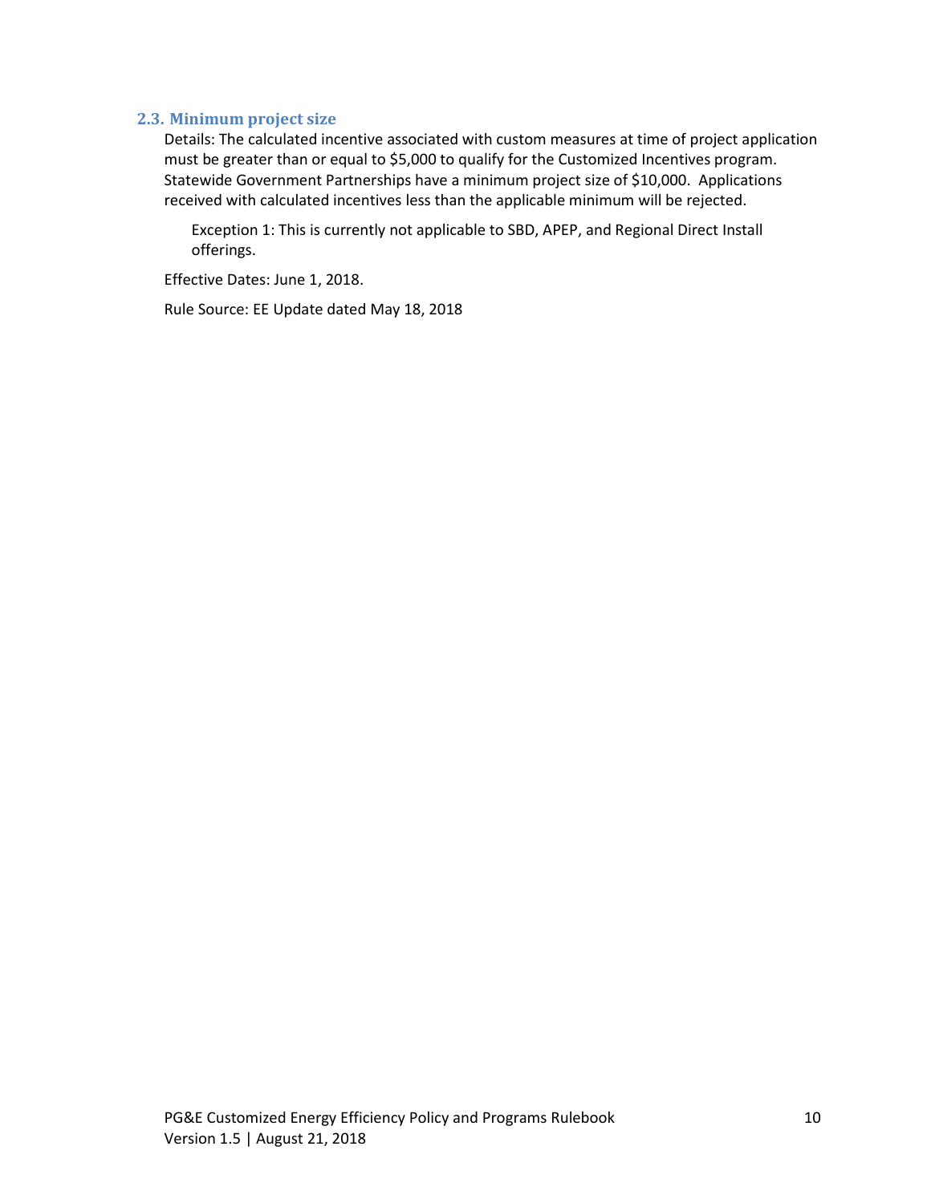### 2.3. Minimum project size

Details: The calculated incentive associated with custom measures at time of project application must be greater than or equal to $5,000 to qualify for the Customized Incentives program. Statewide Government Partnerships have a minimum project size of $10,000. Applications received with calculated incentives less than the applicable minimum will be rejected.

> Exception 1: This is currently not applicable to SBD, APEP, and Regional Direct Install offerings.

Effective Dates: June 1, 2018.

Rule Source: EE Update dated May 18, 2018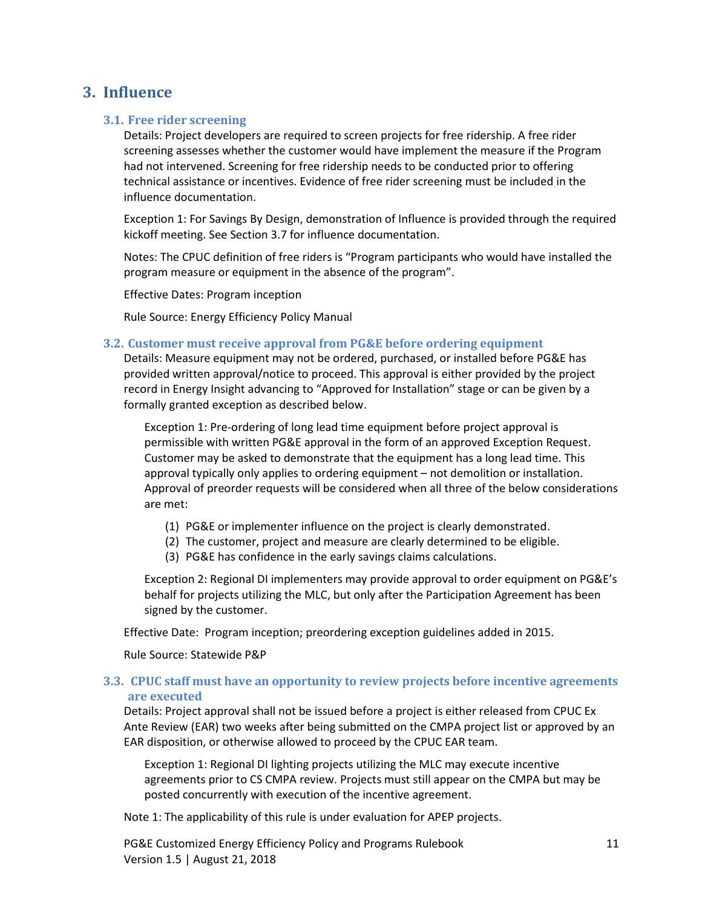# 3. Influence

## 3.1. Free rider screening

Details: Project developers are required to screen projects for free ridership. A free rider screening assesses whether the customer would have implement the measure if the Program had not intervened. Screening for free ridership needs to be conducted prior to offering technical assistance or incentives. Evidence of free rider screening must be included in the influence documentation.

Exception 1: For Savings By Design, demonstration of Influence is provided through the required kickoff meeting. See Section 3.7 for influence documentation.

Notes: The CPUC definition of free riders is "Program participants who would have installed the program measure or equipment in the absence of the program".

Effective Dates: Program inception

Rule Source: Energy Efficiency Policy Manual

## 3.2. Customer must receive approval from PG&E before ordering equipment

Details: Measure equipment may not be ordered, purchased, or installed before PG&E has provided written approval/notice to proceed. This approval is either provided by the project record in Energy Insight advancing to "Approved for Installation" stage or can be given by a formally granted exception as described below.

Exception 1: Pre-ordering of long lead time equipment before project approval is permissible with written PG&E approval in the form of an approved Exception Request. Customer may be asked to demonstrate that the equipment has a long lead time. This approval typically only applies to ordering equipment – not demolition or installation. Approval of preorder requests will be considered when all three of the below considerations are met:

(1) PG&E or implementer influence on the project is clearly demonstrated.
(2) The customer, project and measure are clearly determined to be eligible.
(3) PG&E has confidence in the early savings claims calculations.

Exception 2: Regional DI implementers may provide approval to order equipment on PG&E's behalf for projects utilizing the MLC, but only after the Participation Agreement has been signed by the customer.

Effective Date: Program inception; preordering exception guidelines added in 2015.

Rule Source: Statewide P&P

## 3.3. CPUC staff must have an opportunity to review projects before incentive agreements are executed

Details: Project approval shall not be issued before a project is either released from CPUC Ex Ante Review (EAR) two weeks after being submitted on the CMPA project list or approved by an EAR disposition, or otherwise allowed to proceed by the CPUC EAR team.

Exception 1: Regional DI lighting projects utilizing the MLC may execute incentive agreements prior to CS CMPA review. Projects must still appear on the CMPA but may be posted concurrently with execution of the incentive agreement.

Note 1: The applicability of this rule is under evaluation for APEP projects.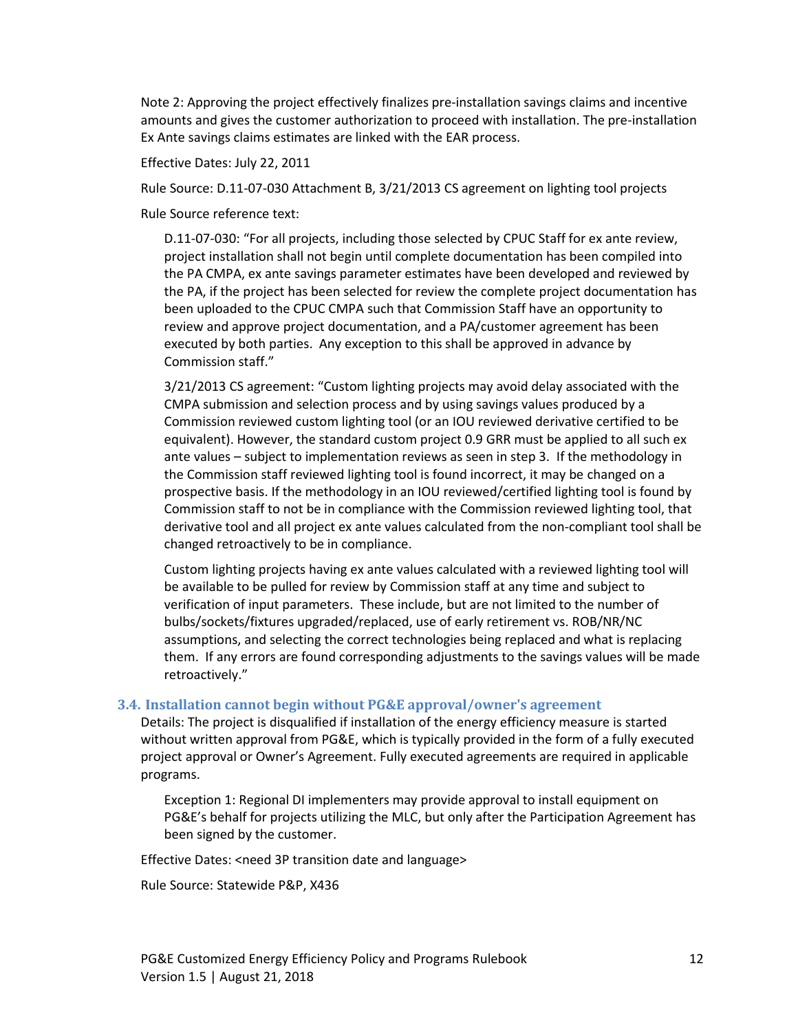Note 2: Approving the project effectively finalizes pre-installation savings claims and incentive amounts and gives the customer authorization to proceed with installation. The pre-installation Ex Ante savings claims estimates are linked with the EAR process.

Effective Dates: July 22, 2011

Rule Source: D.11-07-030 Attachment B, 3/21/2013 CS agreement on lighting tool projects

Rule Source reference text:

> D.11-07-030: "For all projects, including those selected by CPUC Staff for ex ante review, project installation shall not begin until complete documentation has been compiled into the PA CMPA, ex ante savings parameter estimates have been developed and reviewed by the PA, if the project has been selected for review the complete project documentation has been uploaded to the CPUC CMPA such that Commission Staff have an opportunity to review and approve project documentation, and a PA/customer agreement has been executed by both parties. Any exception to this shall be approved in advance by Commission staff."
>
> 3/21/2013 CS agreement: "Custom lighting projects may avoid delay associated with the CMPA submission and selection process and by using savings values produced by a Commission reviewed custom lighting tool (or an IOU reviewed derivative certified to be equivalent). However, the standard custom project 0.9 GRR must be applied to all such ex ante values – subject to implementation reviews as seen in step 3. If the methodology in the Commission staff reviewed lighting tool is found incorrect, it may be changed on a prospective basis. If the methodology in an IOU reviewed/certified lighting tool is found by Commission staff to not be in compliance with the Commission reviewed lighting tool, that derivative tool and all project ex ante values calculated from the non-compliant tool shall be changed retroactively to be in compliance.
>
> Custom lighting projects having ex ante values calculated with a reviewed lighting tool will be available to be pulled for review by Commission staff at any time and subject to verification of input parameters. These include, but are not limited to the number of bulbs/sockets/fixtures upgraded/replaced, use of early retirement vs. ROB/NR/NC assumptions, and selecting the correct technologies being replaced and what is replacing them. If any errors are found corresponding adjustments to the savings values will be made retroactively."

### 3.4. Installation cannot begin without PG&E approval/owner's agreement

Details: The project is disqualified if installation of the energy efficiency measure is started without written approval from PG&E, which is typically provided in the form of a fully executed project approval or Owner's Agreement. Fully executed agreements are required in applicable programs.

> Exception 1: Regional DI implementers may provide approval to install equipment on PG&E's behalf for projects utilizing the MLC, but only after the Participation Agreement has been signed by the customer.

Effective Dates: <need 3P transition date and language>

Rule Source: Statewide P&P, X436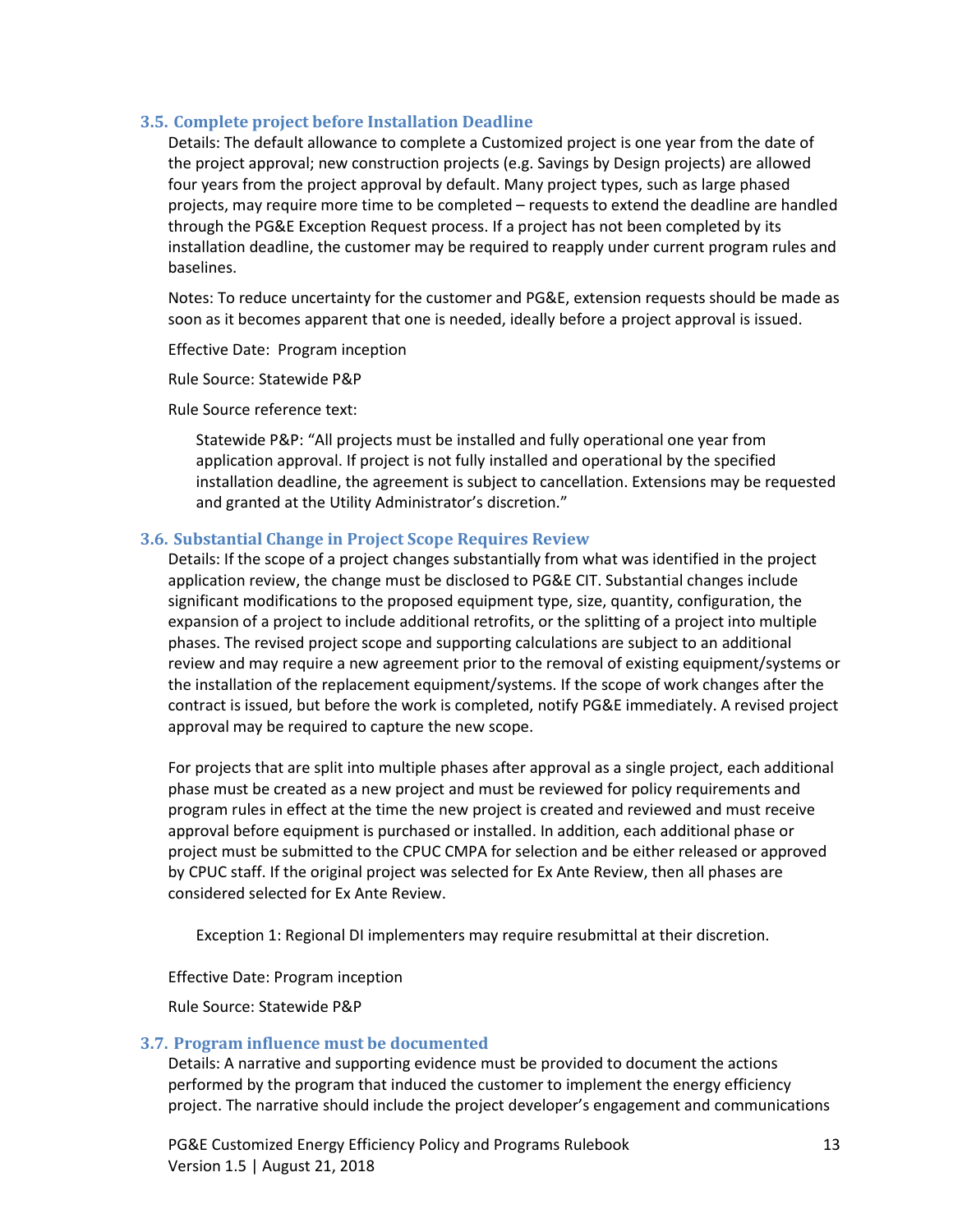### 3.5. Complete project before Installation Deadline

Details: The default allowance to complete a Customized project is one year from the date of the project approval; new construction projects (e.g. Savings by Design projects) are allowed four years from the project approval by default. Many project types, such as large phased projects, may require more time to be completed – requests to extend the deadline are handled through the PG&E Exception Request process. If a project has not been completed by its installation deadline, the customer may be required to reapply under current program rules and baselines.

Notes: To reduce uncertainty for the customer and PG&E, extension requests should be made as soon as it becomes apparent that one is needed, ideally before a project approval is issued.

Effective Date: Program inception

Rule Source: Statewide P&P

Rule Source reference text:

> Statewide P&P: "All projects must be installed and fully operational one year from application approval. If project is not fully installed and operational by the specified installation deadline, the agreement is subject to cancellation. Extensions may be requested and granted at the Utility Administrator's discretion."

### 3.6. Substantial Change in Project Scope Requires Review

Details: If the scope of a project changes substantially from what was identified in the project application review, the change must be disclosed to PG&E CIT. Substantial changes include significant modifications to the proposed equipment type, size, quantity, configuration, the expansion of a project to include additional retrofits, or the splitting of a project into multiple phases. The revised project scope and supporting calculations are subject to an additional review and may require a new agreement prior to the removal of existing equipment/systems or the installation of the replacement equipment/systems. If the scope of work changes after the contract is issued, but before the work is completed, notify PG&E immediately. A revised project approval may be required to capture the new scope.

For projects that are split into multiple phases after approval as a single project, each additional phase must be created as a new project and must be reviewed for policy requirements and program rules in effect at the time the new project is created and reviewed and must receive approval before equipment is purchased or installed. In addition, each additional phase or project must be submitted to the CPUC CMPA for selection and be either released or approved by CPUC staff. If the original project was selected for Ex Ante Review, then all phases are considered selected for Ex Ante Review.

> Exception 1: Regional DI implementers may require resubmittal at their discretion.

Effective Date: Program inception

Rule Source: Statewide P&P

### 3.7. Program influence must be documented

Details: A narrative and supporting evidence must be provided to document the actions performed by the program that induced the customer to implement the energy efficiency project. The narrative should include the project developer's engagement and communications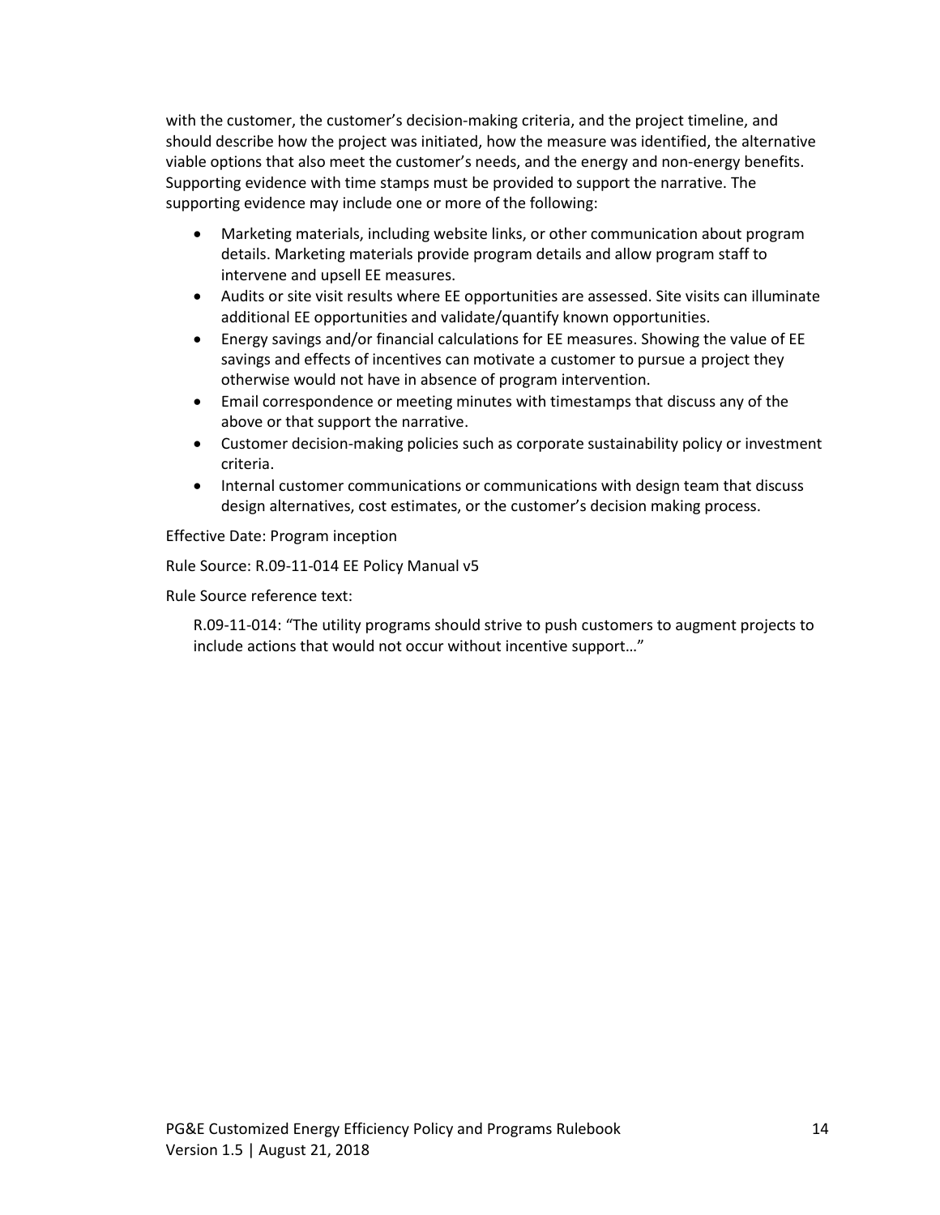with the customer, the customer's decision-making criteria, and the project timeline, and should describe how the project was initiated, how the measure was identified, the alternative viable options that also meet the customer's needs, and the energy and non-energy benefits. Supporting evidence with time stamps must be provided to support the narrative. The supporting evidence may include one or more of the following:

- Marketing materials, including website links, or other communication about program details. Marketing materials provide program details and allow program staff to intervene and upsell EE measures.
- Audits or site visit results where EE opportunities are assessed. Site visits can illuminate additional EE opportunities and validate/quantify known opportunities.
- Energy savings and/or financial calculations for EE measures. Showing the value of EE savings and effects of incentives can motivate a customer to pursue a project they otherwise would not have in absence of program intervention.
- Email correspondence or meeting minutes with timestamps that discuss any of the above or that support the narrative.
- Customer decision-making policies such as corporate sustainability policy or investment criteria.
- Internal customer communications or communications with design team that discuss design alternatives, cost estimates, or the customer's decision making process.

Effective Date: Program inception

Rule Source: R.09-11-014 EE Policy Manual v5

Rule Source reference text:

> R.09-11-014: "The utility programs should strive to push customers to augment projects to include actions that would not occur without incentive support…"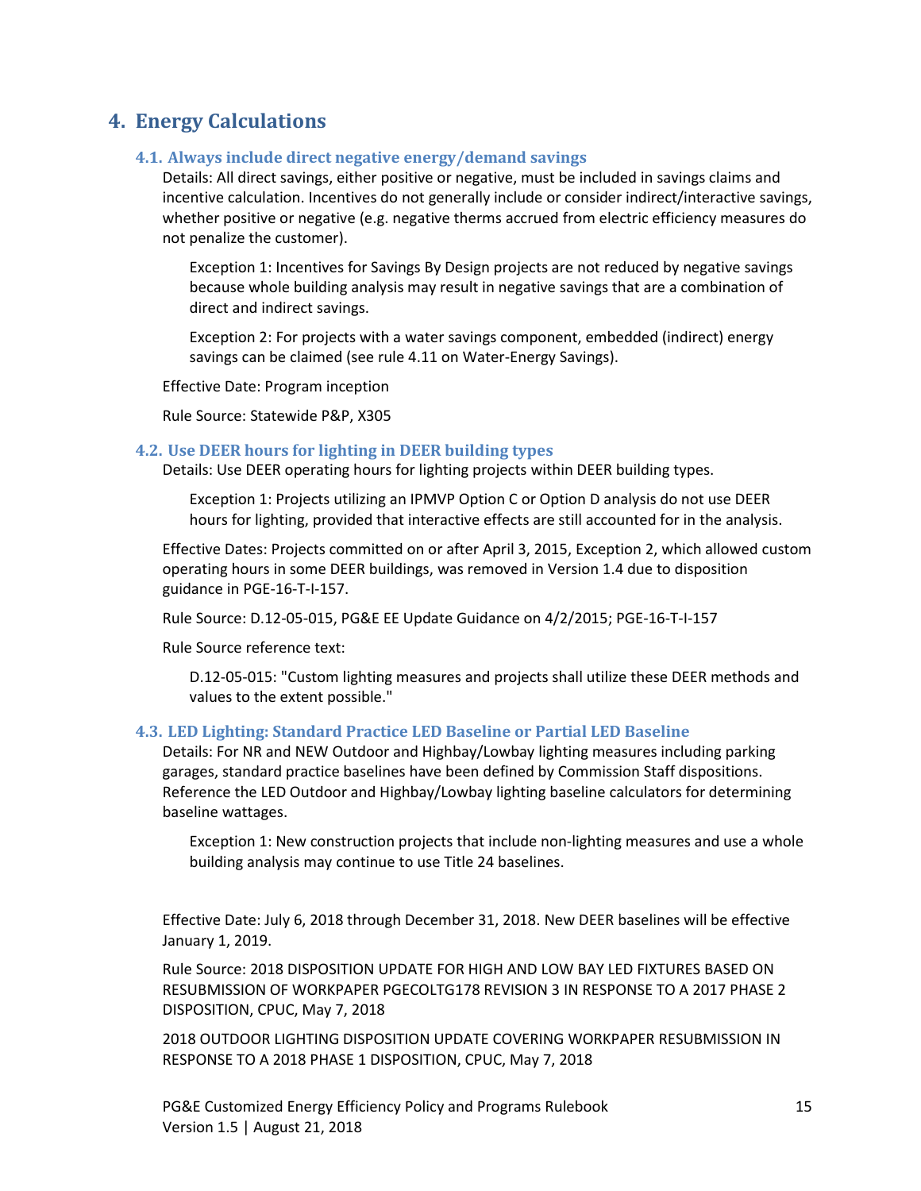# 4. Energy Calculations

## 4.1. Always include direct negative energy/demand savings

Details: All direct savings, either positive or negative, must be included in savings claims and incentive calculation. Incentives do not generally include or consider indirect/interactive savings, whether positive or negative (e.g. negative therms accrued from electric efficiency measures do not penalize the customer).

> Exception 1: Incentives for Savings By Design projects are not reduced by negative savings because whole building analysis may result in negative savings that are a combination of direct and indirect savings.
>
> Exception 2: For projects with a water savings component, embedded (indirect) energy savings can be claimed (see rule 4.11 on Water-Energy Savings).

Effective Date: Program inception

Rule Source: Statewide P&P, X305

## 4.2. Use DEER hours for lighting in DEER building types

Details: Use DEER operating hours for lighting projects within DEER building types.

> Exception 1: Projects utilizing an IPMVP Option C or Option D analysis do not use DEER hours for lighting, provided that interactive effects are still accounted for in the analysis.

Effective Dates: Projects committed on or after April 3, 2015, Exception 2, which allowed custom operating hours in some DEER buildings, was removed in Version 1.4 due to disposition guidance in PGE-16-T-I-157.

Rule Source: D.12-05-015, PG&E EE Update Guidance on 4/2/2015; PGE-16-T-I-157

Rule Source reference text:

> D.12-05-015: "Custom lighting measures and projects shall utilize these DEER methods and values to the extent possible."

## 4.3. LED Lighting: Standard Practice LED Baseline or Partial LED Baseline

Details: For NR and NEW Outdoor and Highbay/Lowbay lighting measures including parking garages, standard practice baselines have been defined by Commission Staff dispositions. Reference the LED Outdoor and Highbay/Lowbay lighting baseline calculators for determining baseline wattages.

> Exception 1: New construction projects that include non-lighting measures and use a whole building analysis may continue to use Title 24 baselines.

Effective Date: July 6, 2018 through December 31, 2018. New DEER baselines will be effective January 1, 2019.

Rule Source: 2018 DISPOSITION UPDATE FOR HIGH AND LOW BAY LED FIXTURES BASED ON RESUBMISSION OF WORKPAPER PGECOLTG178 REVISION 3 IN RESPONSE TO A 2017 PHASE 2 DISPOSITION, CPUC, May 7, 2018

2018 OUTDOOR LIGHTING DISPOSITION UPDATE COVERING WORKPAPER RESUBMISSION IN RESPONSE TO A 2018 PHASE 1 DISPOSITION, CPUC, May 7, 2018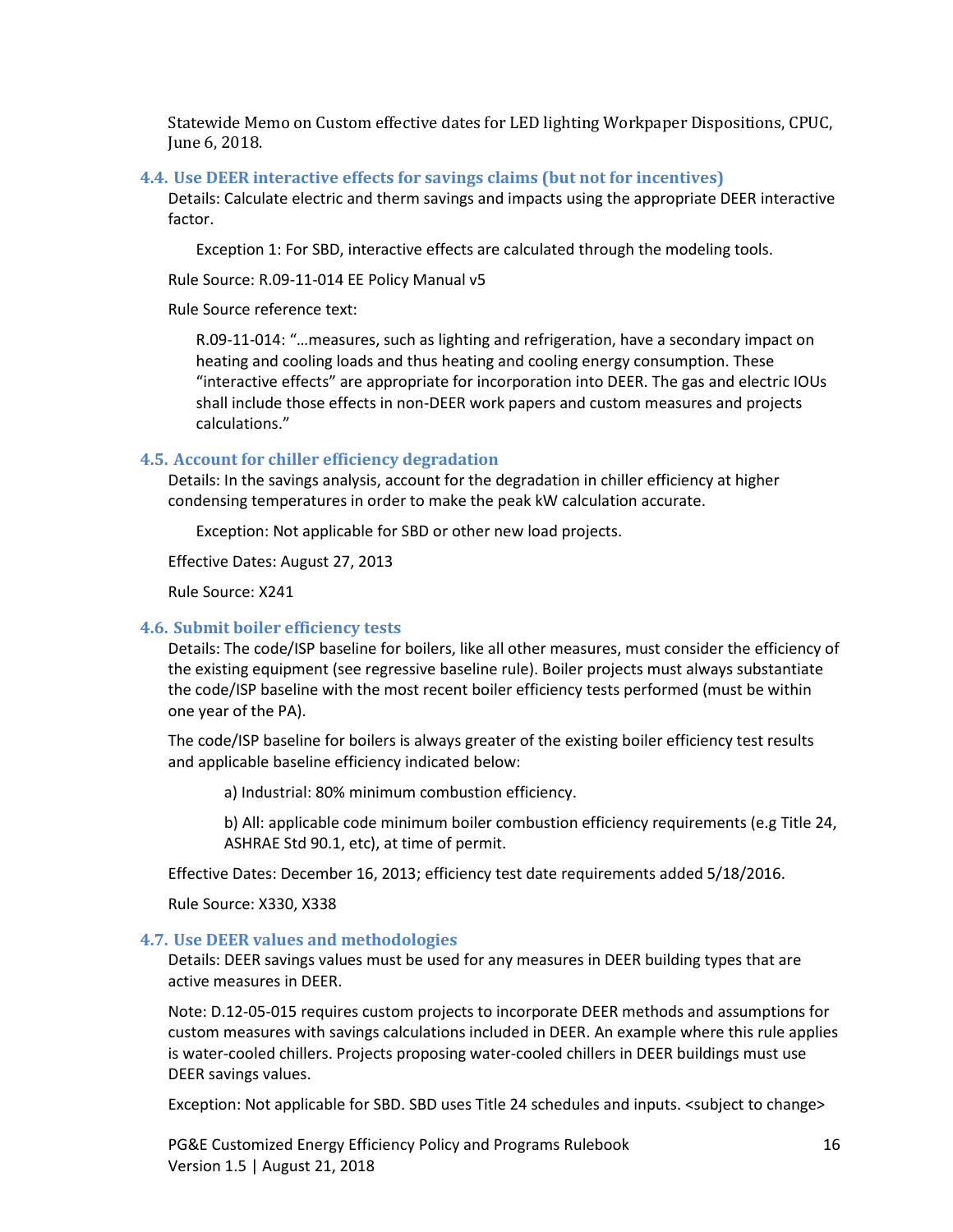Statewide Memo on Custom effective dates for LED lighting Workpaper Dispositions, CPUC, June 6, 2018.

### 4.4. Use DEER interactive effects for savings claims (but not for incentives)

Details: Calculate electric and therm savings and impacts using the appropriate DEER interactive factor.

Exception 1: For SBD, interactive effects are calculated through the modeling tools.

Rule Source: R.09-11-014 EE Policy Manual v5

Rule Source reference text:

> R.09-11-014: "…measures, such as lighting and refrigeration, have a secondary impact on heating and cooling loads and thus heating and cooling energy consumption. These "interactive effects" are appropriate for incorporation into DEER. The gas and electric IOUs shall include those effects in non-DEER work papers and custom measures and projects calculations."

### 4.5. Account for chiller efficiency degradation

Details: In the savings analysis, account for the degradation in chiller efficiency at higher condensing temperatures in order to make the peak kW calculation accurate.

Exception: Not applicable for SBD or other new load projects.

Effective Dates: August 27, 2013

Rule Source: X241

### 4.6. Submit boiler efficiency tests

Details: The code/ISP baseline for boilers, like all other measures, must consider the efficiency of the existing equipment (see regressive baseline rule). Boiler projects must always substantiate the code/ISP baseline with the most recent boiler efficiency tests performed (must be within one year of the PA).

The code/ISP baseline for boilers is always greater of the existing boiler efficiency test results and applicable baseline efficiency indicated below:

a) Industrial: 80% minimum combustion efficiency.

b) All: applicable code minimum boiler combustion efficiency requirements (e.g Title 24, ASHRAE Std 90.1, etc), at time of permit.

Effective Dates: December 16, 2013; efficiency test date requirements added 5/18/2016.

Rule Source: X330, X338

### 4.7. Use DEER values and methodologies

Details: DEER savings values must be used for any measures in DEER building types that are active measures in DEER.

Note: D.12-05-015 requires custom projects to incorporate DEER methods and assumptions for custom measures with savings calculations included in DEER. An example where this rule applies is water-cooled chillers. Projects proposing water-cooled chillers in DEER buildings must use DEER savings values.

Exception: Not applicable for SBD. SBD uses Title 24 schedules and inputs. <subject to change>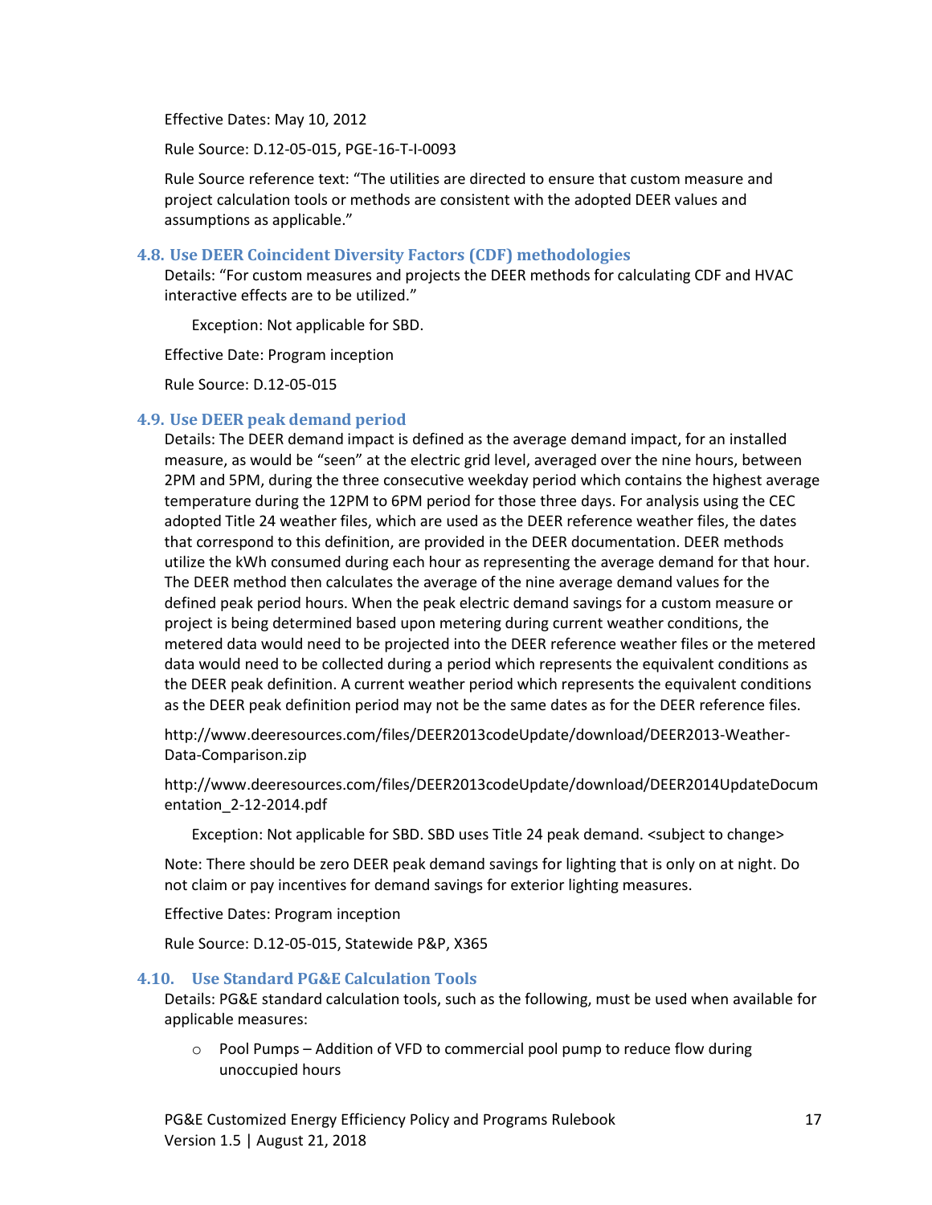Effective Dates: May 10, 2012

Rule Source: D.12-05-015, PGE-16-T-I-0093

Rule Source reference text: "The utilities are directed to ensure that custom measure and project calculation tools or methods are consistent with the adopted DEER values and assumptions as applicable."

### 4.8. Use DEER Coincident Diversity Factors (CDF) methodologies

Details: "For custom measures and projects the DEER methods for calculating CDF and HVAC interactive effects are to be utilized."

> Exception: Not applicable for SBD.

Effective Date: Program inception

Rule Source: D.12-05-015

### 4.9. Use DEER peak demand period

Details: The DEER demand impact is defined as the average demand impact, for an installed measure, as would be "seen" at the electric grid level, averaged over the nine hours, between 2PM and 5PM, during the three consecutive weekday period which contains the highest average temperature during the 12PM to 6PM period for those three days. For analysis using the CEC adopted Title 24 weather files, which are used as the DEER reference weather files, the dates that correspond to this definition, are provided in the DEER documentation. DEER methods utilize the kWh consumed during each hour as representing the average demand for that hour. The DEER method then calculates the average of the nine average demand values for the defined peak period hours. When the peak electric demand savings for a custom measure or project is being determined based upon metering during current weather conditions, the metered data would need to be projected into the DEER reference weather files or the metered data would need to be collected during a period which represents the equivalent conditions as the DEER peak definition. A current weather period which represents the equivalent conditions as the DEER peak definition period may not be the same dates as for the DEER reference files.

http://www.deeresources.com/files/DEER2013codeUpdate/download/DEER2013-Weather-Data-Comparison.zip

http://www.deeresources.com/files/DEER2013codeUpdate/download/DEER2014UpdateDocumentation_2-12-2014.pdf

> Exception: Not applicable for SBD. SBD uses Title 24 peak demand. <subject to change>

Note: There should be zero DEER peak demand savings for lighting that is only on at night. Do not claim or pay incentives for demand savings for exterior lighting measures.

Effective Dates: Program inception

Rule Source: D.12-05-015, Statewide P&P, X365

### 4.10. Use Standard PG&E Calculation Tools

Details: PG&E standard calculation tools, such as the following, must be used when available for applicable measures:

- Pool Pumps – Addition of VFD to commercial pool pump to reduce flow during unoccupied hours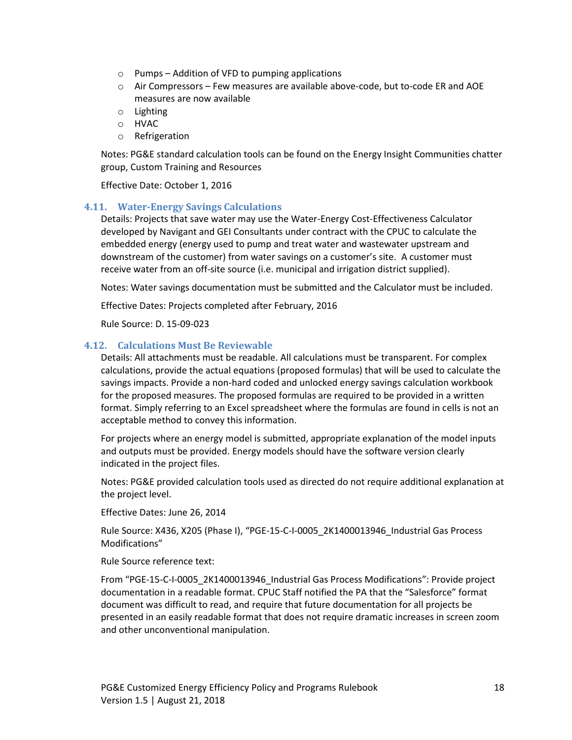- Pumps – Addition of VFD to pumping applications
  - Air Compressors – Few measures are available above-code, but to-code ER and AOE measures are now available
  - Lighting
  - HVAC
  - Refrigeration

Notes: PG&E standard calculation tools can be found on the Energy Insight Communities chatter group, Custom Training and Resources

Effective Date: October 1, 2016

### 4.11. Water-Energy Savings Calculations

Details: Projects that save water may use the Water-Energy Cost-Effectiveness Calculator developed by Navigant and GEI Consultants under contract with the CPUC to calculate the embedded energy (energy used to pump and treat water and wastewater upstream and downstream of the customer) from water savings on a customer's site. A customer must receive water from an off-site source (i.e. municipal and irrigation district supplied).

Notes: Water savings documentation must be submitted and the Calculator must be included.

Effective Dates: Projects completed after February, 2016

Rule Source: D. 15-09-023

### 4.12. Calculations Must Be Reviewable

Details: All attachments must be readable. All calculations must be transparent. For complex calculations, provide the actual equations (proposed formulas) that will be used to calculate the savings impacts. Provide a non-hard coded and unlocked energy savings calculation workbook for the proposed measures. The proposed formulas are required to be provided in a written format. Simply referring to an Excel spreadsheet where the formulas are found in cells is not an acceptable method to convey this information.

For projects where an energy model is submitted, appropriate explanation of the model inputs and outputs must be provided. Energy models should have the software version clearly indicated in the project files.

Notes: PG&E provided calculation tools used as directed do not require additional explanation at the project level.

Effective Dates: June 26, 2014

Rule Source: X436, X205 (Phase I), "PGE-15-C-I-0005_2K1400013946_Industrial Gas Process Modifications"

Rule Source reference text:

From "PGE-15-C-I-0005_2K1400013946_Industrial Gas Process Modifications": Provide project documentation in a readable format. CPUC Staff notified the PA that the "Salesforce" format document was difficult to read, and require that future documentation for all projects be presented in an easily readable format that does not require dramatic increases in screen zoom and other unconventional manipulation.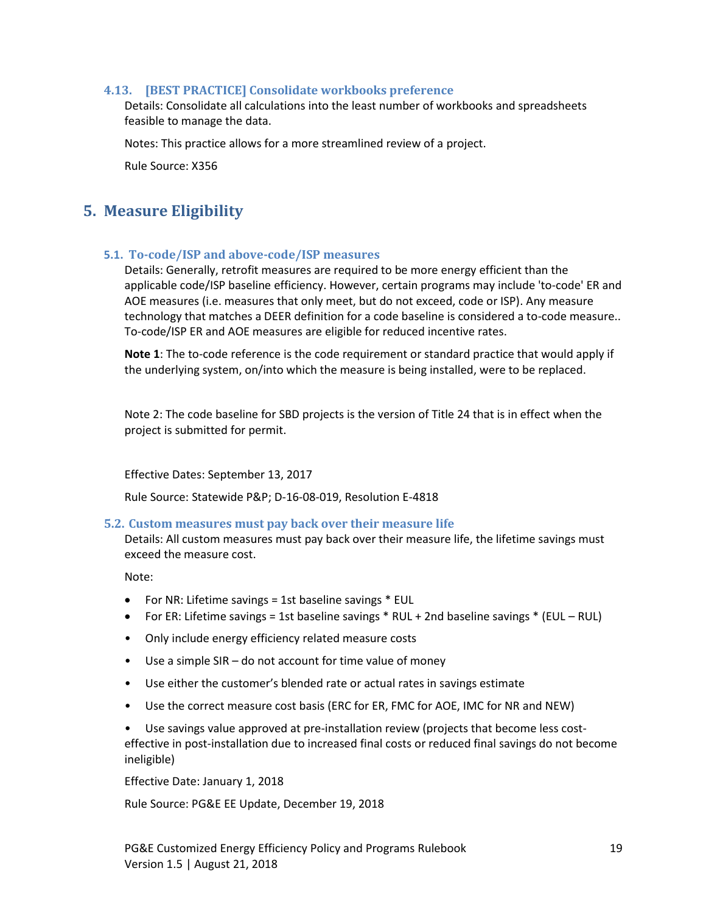### 4.13. [BEST PRACTICE] Consolidate workbooks preference

Details: Consolidate all calculations into the least number of workbooks and spreadsheets feasible to manage the data.

Notes: This practice allows for a more streamlined review of a project.

Rule Source: X356

# 5. Measure Eligibility

### 5.1. To-code/ISP and above-code/ISP measures

Details: Generally, retrofit measures are required to be more energy efficient than the applicable code/ISP baseline efficiency. However, certain programs may include 'to-code' ER and AOE measures (i.e. measures that only meet, but do not exceed, code or ISP). Any measure technology that matches a DEER definition for a code baseline is considered a to-code measure.. To-code/ISP ER and AOE measures are eligible for reduced incentive rates.

**Note 1**: The to-code reference is the code requirement or standard practice that would apply if the underlying system, on/into which the measure is being installed, were to be replaced.

Note 2: The code baseline for SBD projects is the version of Title 24 that is in effect when the project is submitted for permit.

Effective Dates: September 13, 2017

Rule Source: Statewide P&P; D-16-08-019, Resolution E-4818

### 5.2. Custom measures must pay back over their measure life

Details: All custom measures must pay back over their measure life, the lifetime savings must exceed the measure cost.

Note:

- For NR: Lifetime savings = 1st baseline savings * EUL
- For ER: Lifetime savings = 1st baseline savings * RUL + 2nd baseline savings * (EUL – RUL)
- Only include energy efficiency related measure costs
- Use a simple SIR – do not account for time value of money
- Use either the customer's blended rate or actual rates in savings estimate
- Use the correct measure cost basis (ERC for ER, FMC for AOE, IMC for NR and NEW)
- Use savings value approved at pre-installation review (projects that become less cost-effective in post-installation due to increased final costs or reduced final savings do not become ineligible)

Effective Date: January 1, 2018

Rule Source: PG&E EE Update, December 19, 2018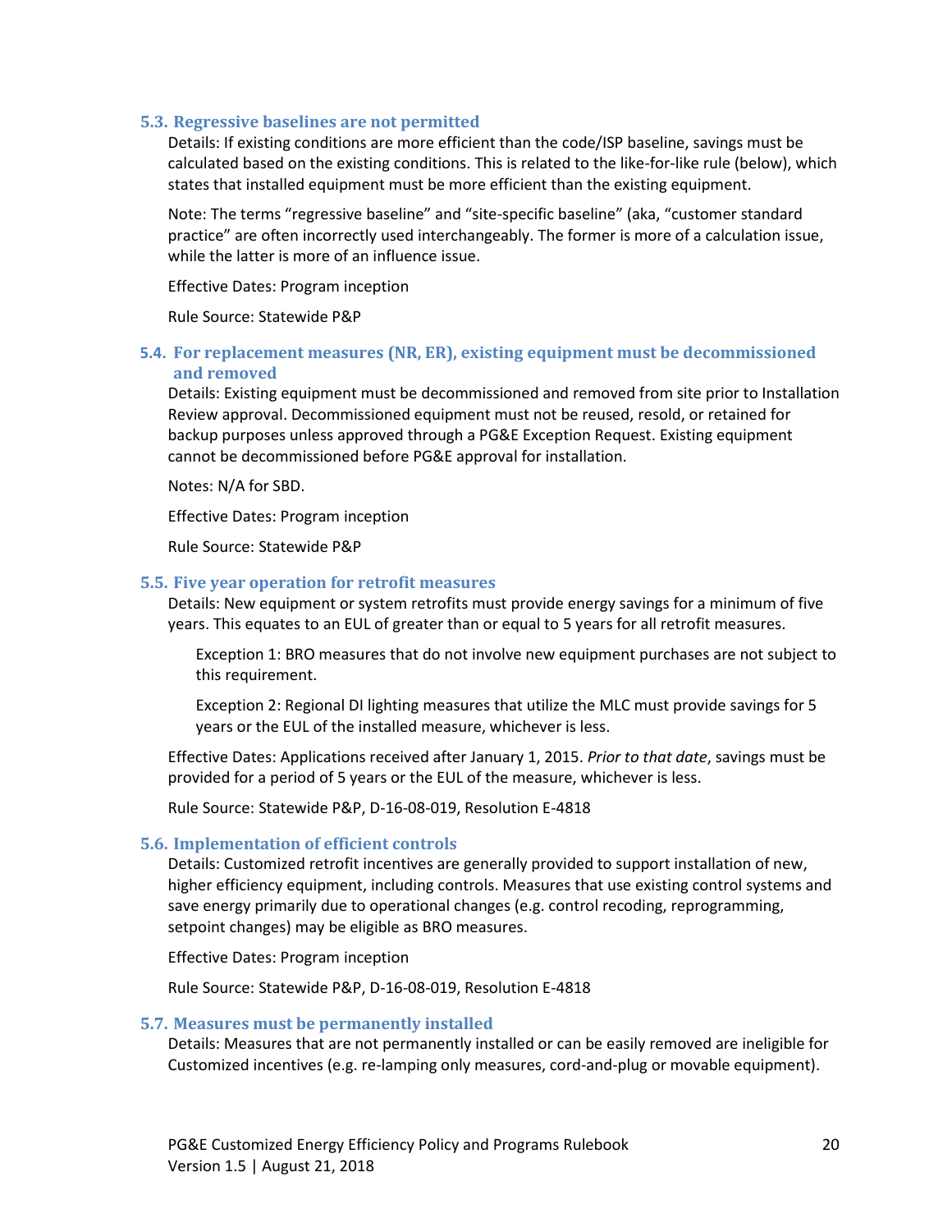### 5.3. Regressive baselines are not permitted

Details: If existing conditions are more efficient than the code/ISP baseline, savings must be calculated based on the existing conditions. This is related to the like-for-like rule (below), which states that installed equipment must be more efficient than the existing equipment.

Note: The terms "regressive baseline" and "site-specific baseline" (aka, "customer standard practice" are often incorrectly used interchangeably. The former is more of a calculation issue, while the latter is more of an influence issue.

Effective Dates: Program inception

Rule Source: Statewide P&P

### 5.4. For replacement measures (NR, ER), existing equipment must be decommissioned and removed

Details: Existing equipment must be decommissioned and removed from site prior to Installation Review approval. Decommissioned equipment must not be reused, resold, or retained for backup purposes unless approved through a PG&E Exception Request. Existing equipment cannot be decommissioned before PG&E approval for installation.

Notes: N/A for SBD.

Effective Dates: Program inception

Rule Source: Statewide P&P

### 5.5. Five year operation for retrofit measures

Details: New equipment or system retrofits must provide energy savings for a minimum of five years. This equates to an EUL of greater than or equal to 5 years for all retrofit measures.

> Exception 1: BRO measures that do not involve new equipment purchases are not subject to this requirement.
>
> Exception 2: Regional DI lighting measures that utilize the MLC must provide savings for 5 years or the EUL of the installed measure, whichever is less.

Effective Dates: Applications received after January 1, 2015. *Prior to that date*, savings must be provided for a period of 5 years or the EUL of the measure, whichever is less.

Rule Source: Statewide P&P, D-16-08-019, Resolution E-4818

### 5.6. Implementation of efficient controls

Details: Customized retrofit incentives are generally provided to support installation of new, higher efficiency equipment, including controls. Measures that use existing control systems and save energy primarily due to operational changes (e.g. control recoding, reprogramming, setpoint changes) may be eligible as BRO measures.

Effective Dates: Program inception

Rule Source: Statewide P&P, D-16-08-019, Resolution E-4818

### 5.7. Measures must be permanently installed

Details: Measures that are not permanently installed or can be easily removed are ineligible for Customized incentives (e.g. re-lamping only measures, cord-and-plug or movable equipment).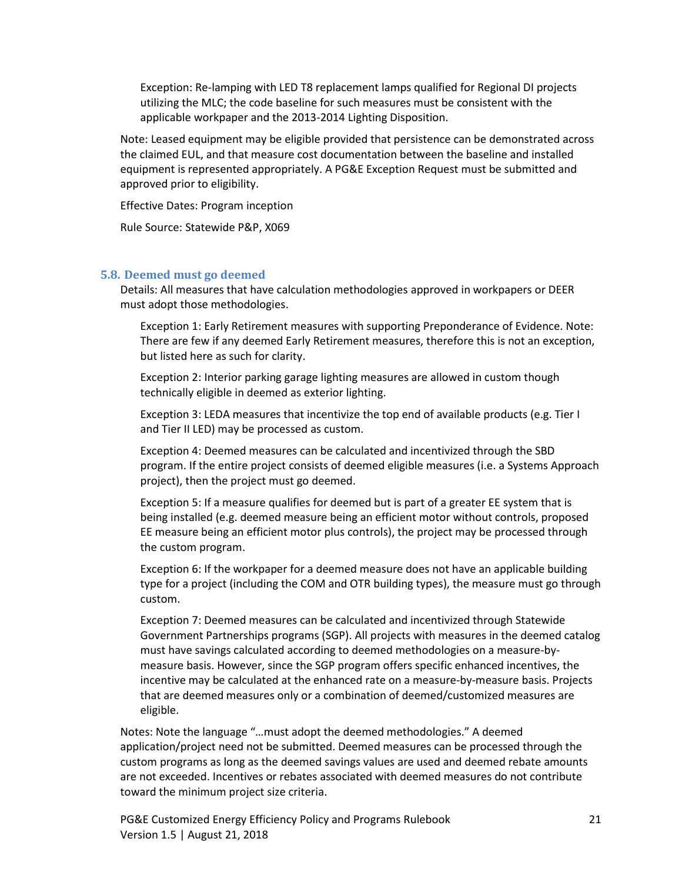Exception: Re-lamping with LED T8 replacement lamps qualified for Regional DI projects utilizing the MLC; the code baseline for such measures must be consistent with the applicable workpaper and the 2013-2014 Lighting Disposition.

Note: Leased equipment may be eligible provided that persistence can be demonstrated across the claimed EUL, and that measure cost documentation between the baseline and installed equipment is represented appropriately. A PG&E Exception Request must be submitted and approved prior to eligibility.

Effective Dates: Program inception

Rule Source: Statewide P&P, X069

### 5.8. Deemed must go deemed

Details: All measures that have calculation methodologies approved in workpapers or DEER must adopt those methodologies.

Exception 1: Early Retirement measures with supporting Preponderance of Evidence. Note: There are few if any deemed Early Retirement measures, therefore this is not an exception, but listed here as such for clarity.

Exception 2: Interior parking garage lighting measures are allowed in custom though technically eligible in deemed as exterior lighting.

Exception 3: LEDA measures that incentivize the top end of available products (e.g. Tier I and Tier II LED) may be processed as custom.

Exception 4: Deemed measures can be calculated and incentivized through the SBD program. If the entire project consists of deemed eligible measures (i.e. a Systems Approach project), then the project must go deemed.

Exception 5: If a measure qualifies for deemed but is part of a greater EE system that is being installed (e.g. deemed measure being an efficient motor without controls, proposed EE measure being an efficient motor plus controls), the project may be processed through the custom program.

Exception 6: If the workpaper for a deemed measure does not have an applicable building type for a project (including the COM and OTR building types), the measure must go through custom.

Exception 7: Deemed measures can be calculated and incentivized through Statewide Government Partnerships programs (SGP). All projects with measures in the deemed catalog must have savings calculated according to deemed methodologies on a measure-by-measure basis. However, since the SGP program offers specific enhanced incentives, the incentive may be calculated at the enhanced rate on a measure-by-measure basis. Projects that are deemed measures only or a combination of deemed/customized measures are eligible.

Notes: Note the language "…must adopt the deemed methodologies." A deemed application/project need not be submitted. Deemed measures can be processed through the custom programs as long as the deemed savings values are used and deemed rebate amounts are not exceeded. Incentives or rebates associated with deemed measures do not contribute toward the minimum project size criteria.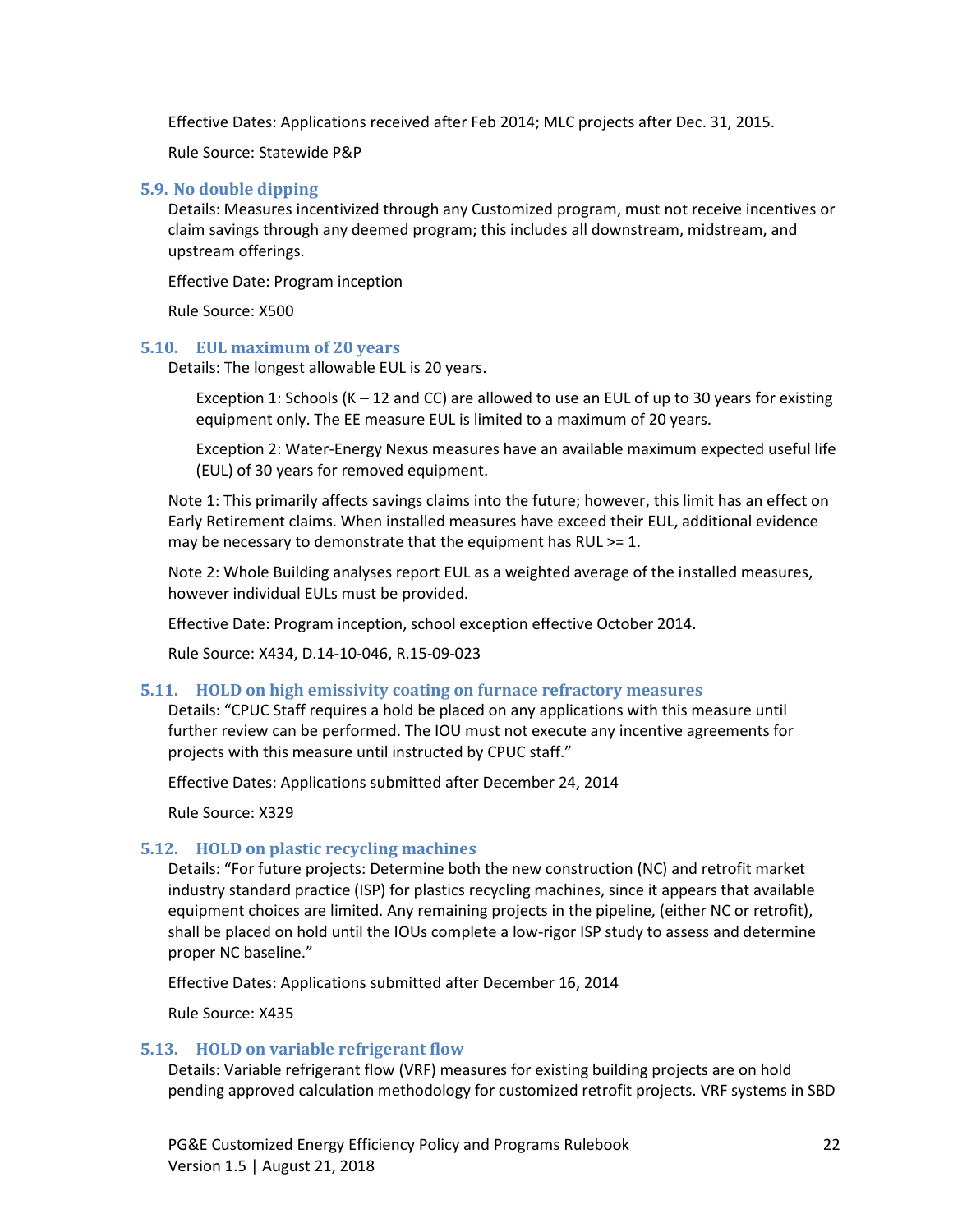Effective Dates: Applications received after Feb 2014; MLC projects after Dec. 31, 2015.

Rule Source: Statewide P&P

### 5.9. No double dipping

Details: Measures incentivized through any Customized program, must not receive incentives or claim savings through any deemed program; this includes all downstream, midstream, and upstream offerings.

Effective Date: Program inception

Rule Source: X500

### 5.10. EUL maximum of 20 years

Details: The longest allowable EUL is 20 years.

> Exception 1: Schools (K – 12 and CC) are allowed to use an EUL of up to 30 years for existing equipment only. The EE measure EUL is limited to a maximum of 20 years.
>
> Exception 2: Water-Energy Nexus measures have an available maximum expected useful life (EUL) of 30 years for removed equipment.

Note 1: This primarily affects savings claims into the future; however, this limit has an effect on Early Retirement claims. When installed measures have exceed their EUL, additional evidence may be necessary to demonstrate that the equipment has RUL >= 1.

Note 2: Whole Building analyses report EUL as a weighted average of the installed measures, however individual EULs must be provided.

Effective Date: Program inception, school exception effective October 2014.

Rule Source: X434, D.14-10-046, R.15-09-023

### 5.11. HOLD on high emissivity coating on furnace refractory measures

Details: "CPUC Staff requires a hold be placed on any applications with this measure until further review can be performed. The IOU must not execute any incentive agreements for projects with this measure until instructed by CPUC staff."

Effective Dates: Applications submitted after December 24, 2014

Rule Source: X329

### 5.12. HOLD on plastic recycling machines

Details: "For future projects: Determine both the new construction (NC) and retrofit market industry standard practice (ISP) for plastics recycling machines, since it appears that available equipment choices are limited. Any remaining projects in the pipeline, (either NC or retrofit), shall be placed on hold until the IOUs complete a low-rigor ISP study to assess and determine proper NC baseline."

Effective Dates: Applications submitted after December 16, 2014

Rule Source: X435

### 5.13. HOLD on variable refrigerant flow

Details: Variable refrigerant flow (VRF) measures for existing building projects are on hold pending approved calculation methodology for customized retrofit projects. VRF systems in SBD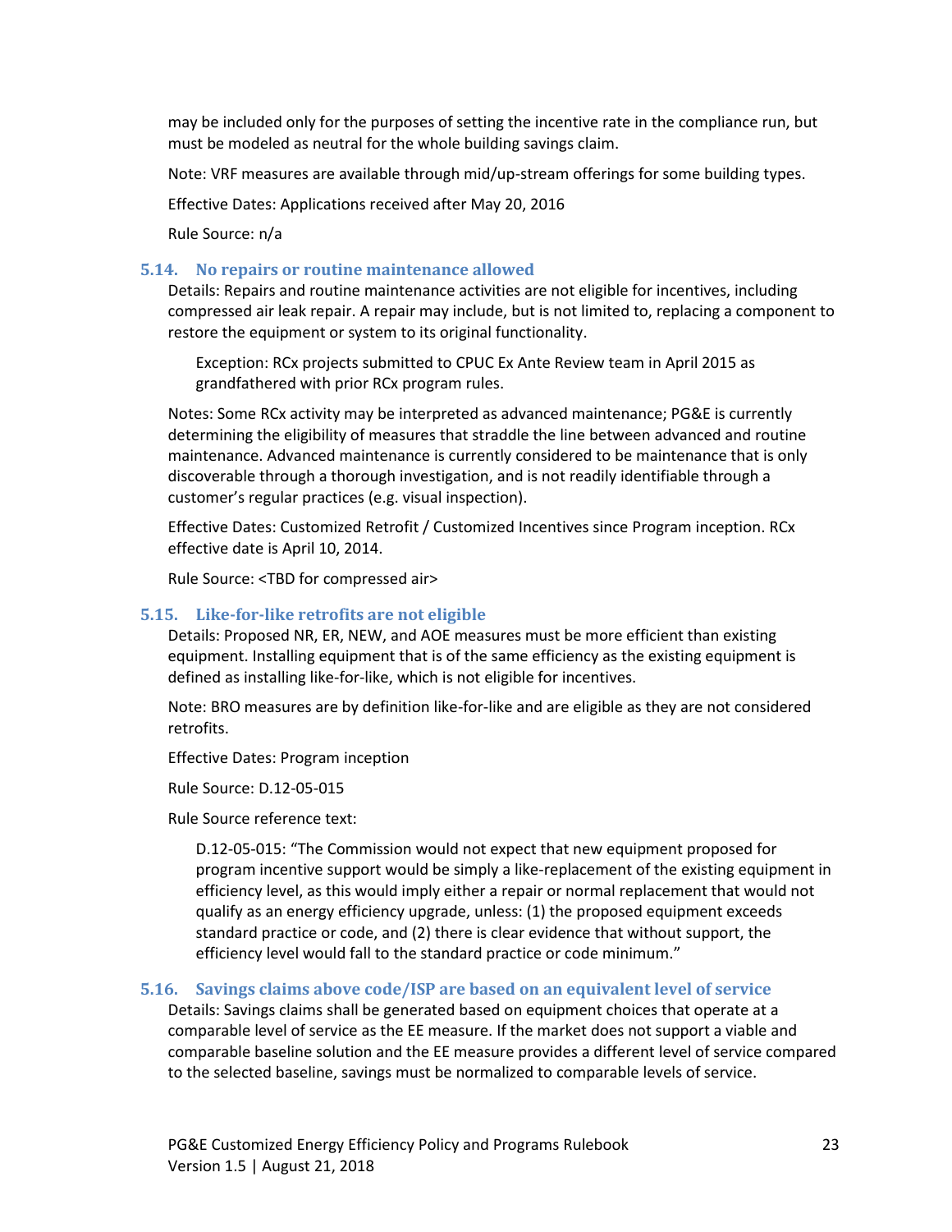may be included only for the purposes of setting the incentive rate in the compliance run, but must be modeled as neutral for the whole building savings claim.

Note: VRF measures are available through mid/up-stream offerings for some building types.

Effective Dates: Applications received after May 20, 2016

Rule Source: n/a

### 5.14. No repairs or routine maintenance allowed

Details: Repairs and routine maintenance activities are not eligible for incentives, including compressed air leak repair. A repair may include, but is not limited to, replacing a component to restore the equipment or system to its original functionality.

> Exception: RCx projects submitted to CPUC Ex Ante Review team in April 2015 as grandfathered with prior RCx program rules.

Notes: Some RCx activity may be interpreted as advanced maintenance; PG&E is currently determining the eligibility of measures that straddle the line between advanced and routine maintenance. Advanced maintenance is currently considered to be maintenance that is only discoverable through a thorough investigation, and is not readily identifiable through a customer's regular practices (e.g. visual inspection).

Effective Dates: Customized Retrofit / Customized Incentives since Program inception. RCx effective date is April 10, 2014.

Rule Source: <TBD for compressed air>

### 5.15. Like-for-like retrofits are not eligible

Details: Proposed NR, ER, NEW, and AOE measures must be more efficient than existing equipment. Installing equipment that is of the same efficiency as the existing equipment is defined as installing like-for-like, which is not eligible for incentives.

Note: BRO measures are by definition like-for-like and are eligible as they are not considered retrofits.

Effective Dates: Program inception

Rule Source: D.12-05-015

Rule Source reference text:

> D.12-05-015: "The Commission would not expect that new equipment proposed for program incentive support would be simply a like-replacement of the existing equipment in efficiency level, as this would imply either a repair or normal replacement that would not qualify as an energy efficiency upgrade, unless: (1) the proposed equipment exceeds standard practice or code, and (2) there is clear evidence that without support, the efficiency level would fall to the standard practice or code minimum."

### 5.16. Savings claims above code/ISP are based on an equivalent level of service

Details: Savings claims shall be generated based on equipment choices that operate at a comparable level of service as the EE measure. If the market does not support a viable and comparable baseline solution and the EE measure provides a different level of service compared to the selected baseline, savings must be normalized to comparable levels of service.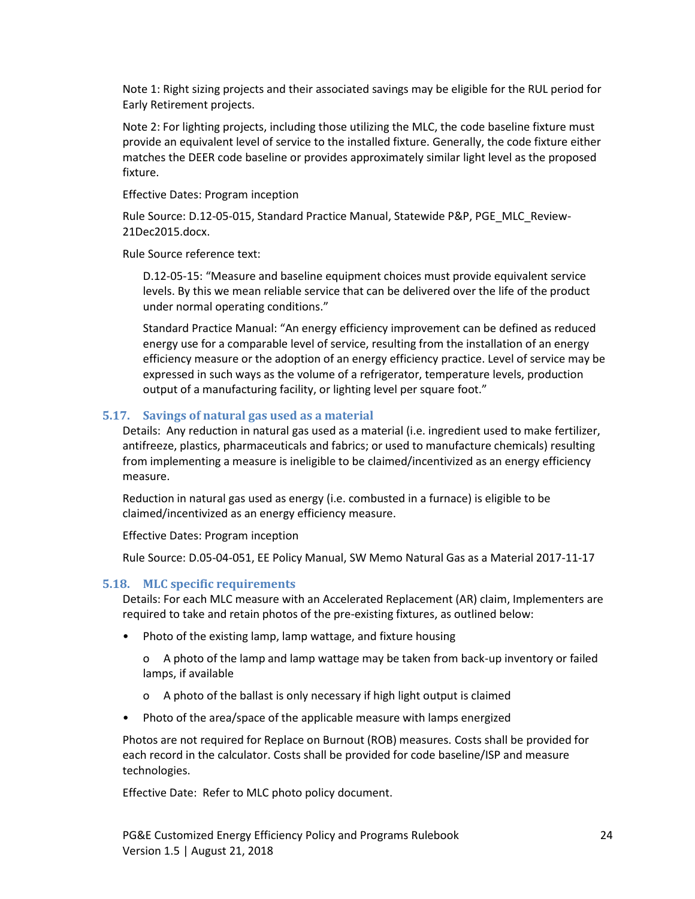Note 1: Right sizing projects and their associated savings may be eligible for the RUL period for Early Retirement projects.

Note 2: For lighting projects, including those utilizing the MLC, the code baseline fixture must provide an equivalent level of service to the installed fixture. Generally, the code fixture either matches the DEER code baseline or provides approximately similar light level as the proposed fixture.

Effective Dates: Program inception

Rule Source: D.12-05-015, Standard Practice Manual, Statewide P&P, PGE_MLC_Review-21Dec2015.docx.

Rule Source reference text:

> D.12-05-15: "Measure and baseline equipment choices must provide equivalent service levels. By this we mean reliable service that can be delivered over the life of the product under normal operating conditions."
>
> Standard Practice Manual: "An energy efficiency improvement can be defined as reduced energy use for a comparable level of service, resulting from the installation of an energy efficiency measure or the adoption of an energy efficiency practice. Level of service may be expressed in such ways as the volume of a refrigerator, temperature levels, production output of a manufacturing facility, or lighting level per square foot."

### 5.17. Savings of natural gas used as a material

Details: Any reduction in natural gas used as a material (i.e. ingredient used to make fertilizer, antifreeze, plastics, pharmaceuticals and fabrics; or used to manufacture chemicals) resulting from implementing a measure is ineligible to be claimed/incentivized as an energy efficiency measure.

Reduction in natural gas used as energy (i.e. combusted in a furnace) is eligible to be claimed/incentivized as an energy efficiency measure.

Effective Dates: Program inception

Rule Source: D.05-04-051, EE Policy Manual, SW Memo Natural Gas as a Material 2017-11-17

### 5.18. MLC specific requirements

Details: For each MLC measure with an Accelerated Replacement (AR) claim, Implementers are required to take and retain photos of the pre-existing fixtures, as outlined below:

- Photo of the existing lamp, lamp wattage, and fixture housing
  - A photo of the lamp and lamp wattage may be taken from back-up inventory or failed lamps, if available
  - A photo of the ballast is only necessary if high light output is claimed
- Photo of the area/space of the applicable measure with lamps energized

Photos are not required for Replace on Burnout (ROB) measures. Costs shall be provided for each record in the calculator. Costs shall be provided for code baseline/ISP and measure technologies.

Effective Date: Refer to MLC photo policy document.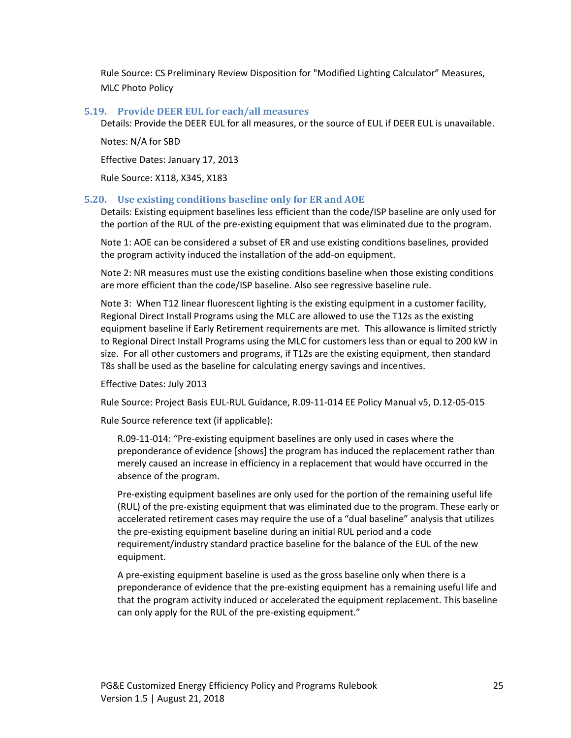Rule Source: CS Preliminary Review Disposition for "Modified Lighting Calculator" Measures, MLC Photo Policy

### 5.19. Provide DEER EUL for each/all measures

Details: Provide the DEER EUL for all measures, or the source of EUL if DEER EUL is unavailable.

Notes: N/A for SBD

Effective Dates: January 17, 2013

Rule Source: X118, X345, X183

### 5.20. Use existing conditions baseline only for ER and AOE

Details: Existing equipment baselines less efficient than the code/ISP baseline are only used for the portion of the RUL of the pre-existing equipment that was eliminated due to the program.

Note 1: AOE can be considered a subset of ER and use existing conditions baselines, provided the program activity induced the installation of the add-on equipment.

Note 2: NR measures must use the existing conditions baseline when those existing conditions are more efficient than the code/ISP baseline. Also see regressive baseline rule.

Note 3: When T12 linear fluorescent lighting is the existing equipment in a customer facility, Regional Direct Install Programs using the MLC are allowed to use the T12s as the existing equipment baseline if Early Retirement requirements are met. This allowance is limited strictly to Regional Direct Install Programs using the MLC for customers less than or equal to 200 kW in size. For all other customers and programs, if T12s are the existing equipment, then standard T8s shall be used as the baseline for calculating energy savings and incentives.

Effective Dates: July 2013

Rule Source: Project Basis EUL-RUL Guidance, R.09-11-014 EE Policy Manual v5, D.12-05-015

Rule Source reference text (if applicable):

> R.09-11-014: "Pre-existing equipment baselines are only used in cases where the preponderance of evidence [shows] the program has induced the replacement rather than merely caused an increase in efficiency in a replacement that would have occurred in the absence of the program.
>
> Pre-existing equipment baselines are only used for the portion of the remaining useful life (RUL) of the pre-existing equipment that was eliminated due to the program. These early or accelerated retirement cases may require the use of a "dual baseline" analysis that utilizes the pre-existing equipment baseline during an initial RUL period and a code requirement/industry standard practice baseline for the balance of the EUL of the new equipment.
>
> A pre-existing equipment baseline is used as the gross baseline only when there is a preponderance of evidence that the pre-existing equipment has a remaining useful life and that the program activity induced or accelerated the equipment replacement. This baseline can only apply for the RUL of the pre-existing equipment."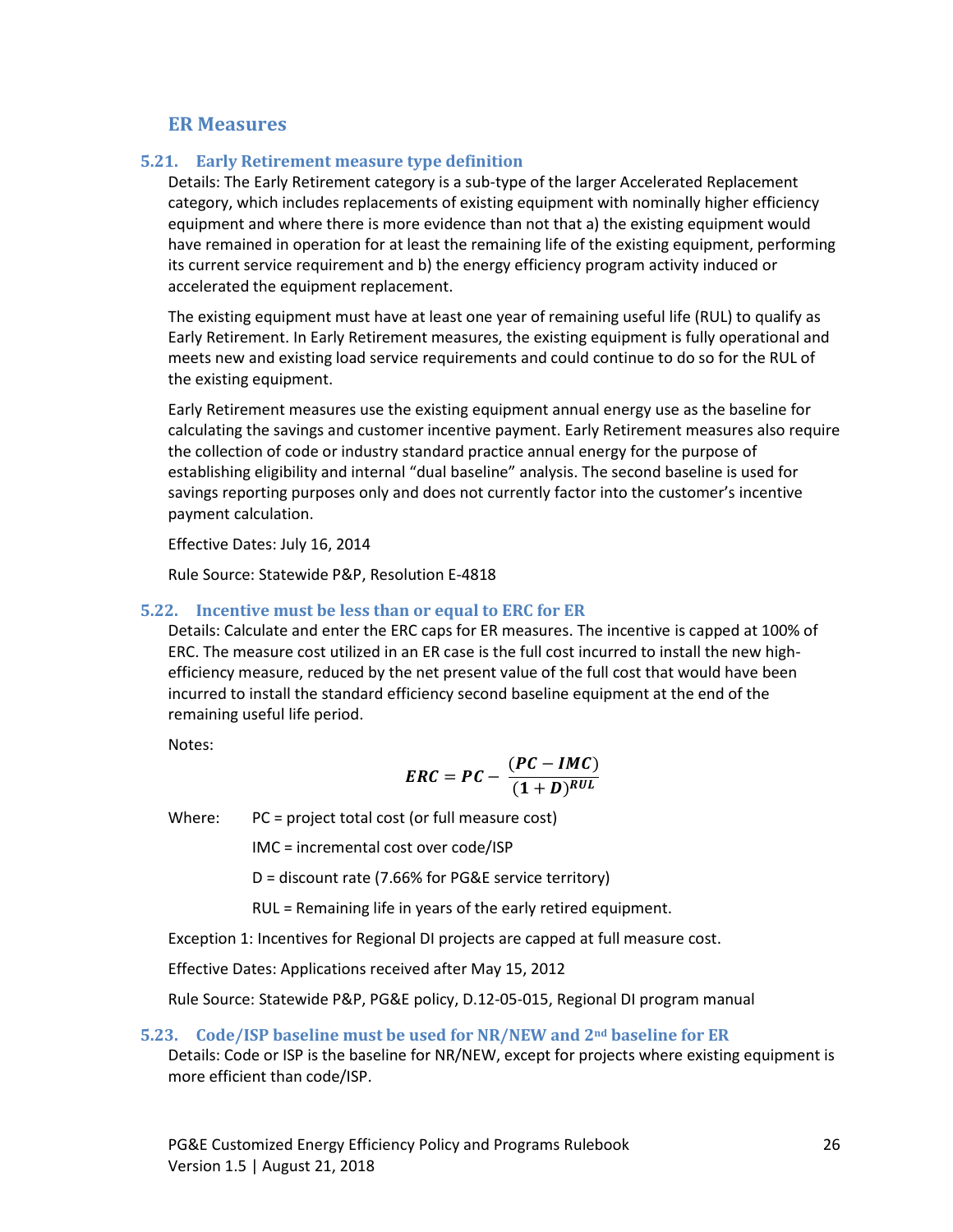## ER Measures

### 5.21. Early Retirement measure type definition

Details: The Early Retirement category is a sub-type of the larger Accelerated Replacement category, which includes replacements of existing equipment with nominally higher efficiency equipment and where there is more evidence than not that a) the existing equipment would have remained in operation for at least the remaining life of the existing equipment, performing its current service requirement and b) the energy efficiency program activity induced or accelerated the equipment replacement.

The existing equipment must have at least one year of remaining useful life (RUL) to qualify as Early Retirement. In Early Retirement measures, the existing equipment is fully operational and meets new and existing load service requirements and could continue to do so for the RUL of the existing equipment.

Early Retirement measures use the existing equipment annual energy use as the baseline for calculating the savings and customer incentive payment. Early Retirement measures also require the collection of code or industry standard practice annual energy for the purpose of establishing eligibility and internal "dual baseline" analysis. The second baseline is used for savings reporting purposes only and does not currently factor into the customer's incentive payment calculation.

Effective Dates: July 16, 2014

Rule Source: Statewide P&P, Resolution E-4818

### 5.22. Incentive must be less than or equal to ERC for ER

Details: Calculate and enter the ERC caps for ER measures. The incentive is capped at 100% of ERC. The measure cost utilized in an ER case is the full cost incurred to install the new high-efficiency measure, reduced by the net present value of the full cost that would have been incurred to install the standard efficiency second baseline equipment at the end of the remaining useful life period.

Notes:

$$\boldsymbol{ERC = PC - \frac{(PC - IMC)}{(1 + D)^{RUL}}}$$

Where: PC = project total cost (or full measure cost)

IMC = incremental cost over code/ISP

D = discount rate (7.66% for PG&E service territory)

RUL = Remaining life in years of the early retired equipment.

Exception 1: Incentives for Regional DI projects are capped at full measure cost.

Effective Dates: Applications received after May 15, 2012

Rule Source: Statewide P&P, PG&E policy, D.12-05-015, Regional DI program manual

### 5.23. Code/ISP baseline must be used for NR/NEW and 2nd baseline for ER

Details: Code or ISP is the baseline for NR/NEW, except for projects where existing equipment is more efficient than code/ISP.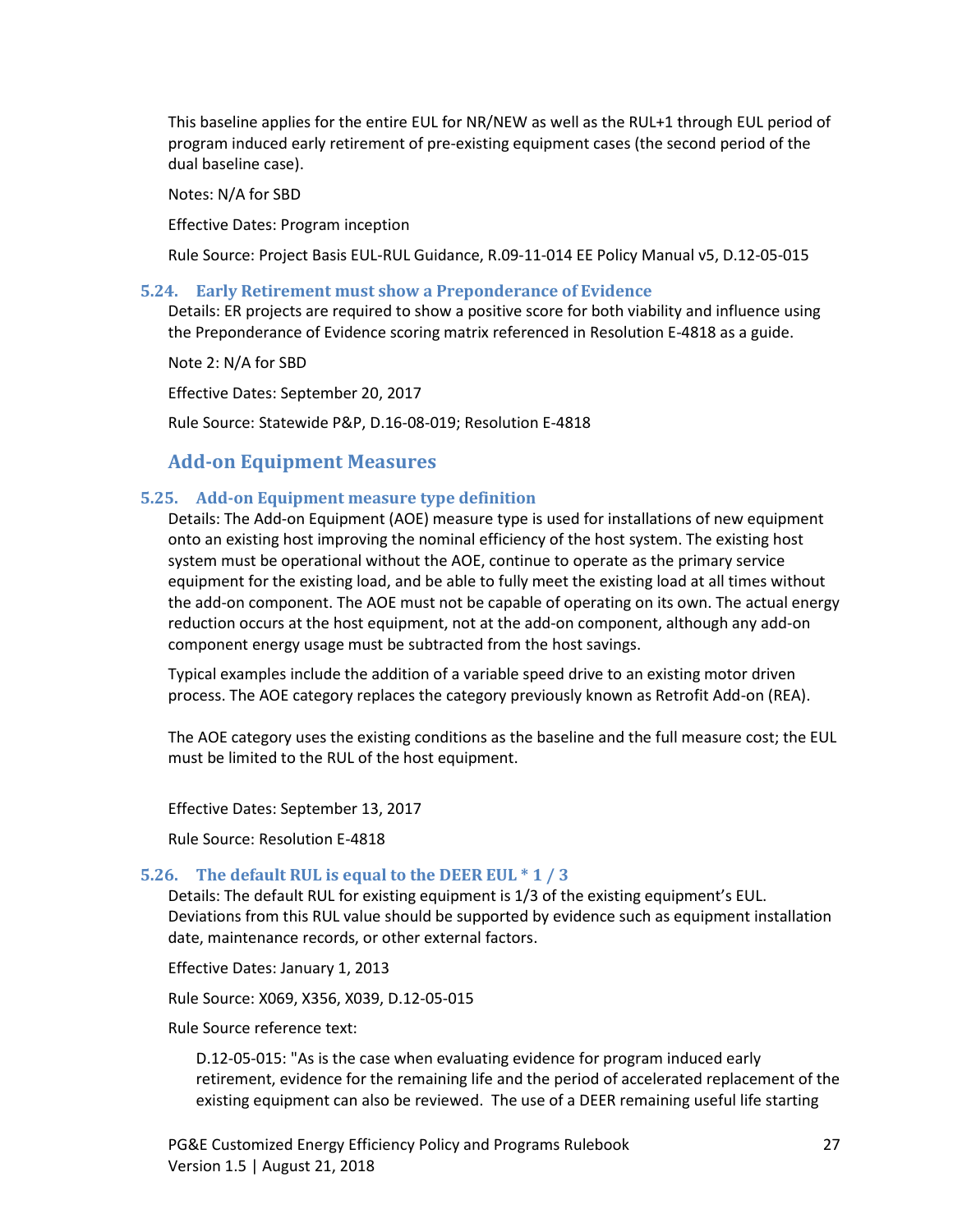This baseline applies for the entire EUL for NR/NEW as well as the RUL+1 through EUL period of program induced early retirement of pre-existing equipment cases (the second period of the dual baseline case).

Notes: N/A for SBD

Effective Dates: Program inception

Rule Source: Project Basis EUL-RUL Guidance, R.09-11-014 EE Policy Manual v5, D.12-05-015

### 5.24. Early Retirement must show a Preponderance of Evidence

Details: ER projects are required to show a positive score for both viability and influence using the Preponderance of Evidence scoring matrix referenced in Resolution E-4818 as a guide.

Note 2: N/A for SBD

Effective Dates: September 20, 2017

Rule Source: Statewide P&P, D.16-08-019; Resolution E-4818

## Add-on Equipment Measures

### 5.25. Add-on Equipment measure type definition

Details: The Add-on Equipment (AOE) measure type is used for installations of new equipment onto an existing host improving the nominal efficiency of the host system. The existing host system must be operational without the AOE, continue to operate as the primary service equipment for the existing load, and be able to fully meet the existing load at all times without the add-on component. The AOE must not be capable of operating on its own. The actual energy reduction occurs at the host equipment, not at the add-on component, although any add-on component energy usage must be subtracted from the host savings.

Typical examples include the addition of a variable speed drive to an existing motor driven process. The AOE category replaces the category previously known as Retrofit Add-on (REA).

The AOE category uses the existing conditions as the baseline and the full measure cost; the EUL must be limited to the RUL of the host equipment.

Effective Dates: September 13, 2017

Rule Source: Resolution E-4818

### 5.26. The default RUL is equal to the DEER EUL * 1 / 3

Details: The default RUL for existing equipment is 1/3 of the existing equipment's EUL. Deviations from this RUL value should be supported by evidence such as equipment installation date, maintenance records, or other external factors.

Effective Dates: January 1, 2013

Rule Source: X069, X356, X039, D.12-05-015

Rule Source reference text:

> D.12-05-015: "As is the case when evaluating evidence for program induced early retirement, evidence for the remaining life and the period of accelerated replacement of the existing equipment can also be reviewed. The use of a DEER remaining useful life starting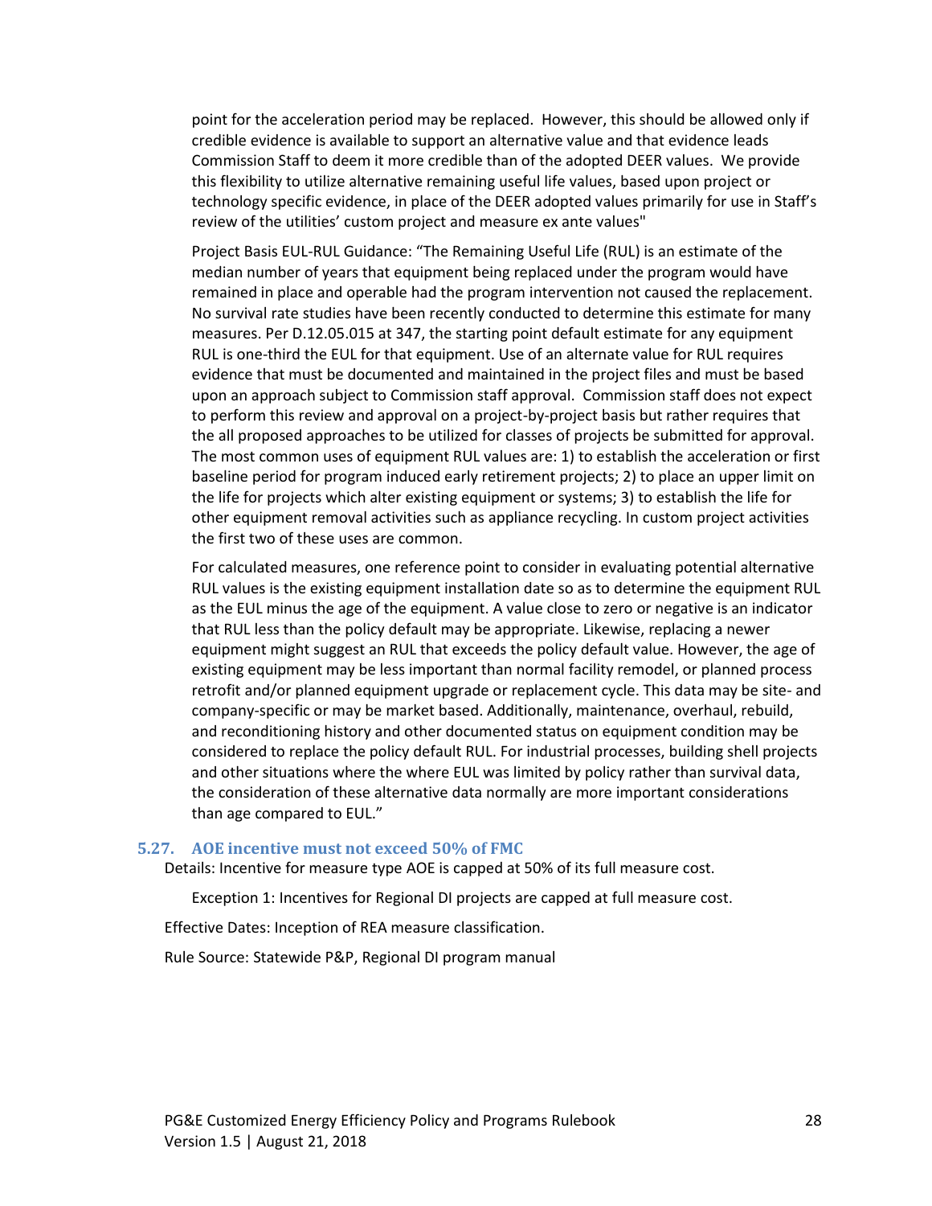point for the acceleration period may be replaced. However, this should be allowed only if credible evidence is available to support an alternative value and that evidence leads Commission Staff to deem it more credible than of the adopted DEER values. We provide this flexibility to utilize alternative remaining useful life values, based upon project or technology specific evidence, in place of the DEER adopted values primarily for use in Staff's review of the utilities' custom project and measure ex ante values"

Project Basis EUL-RUL Guidance: "The Remaining Useful Life (RUL) is an estimate of the median number of years that equipment being replaced under the program would have remained in place and operable had the program intervention not caused the replacement. No survival rate studies have been recently conducted to determine this estimate for many measures. Per D.12.05.015 at 347, the starting point default estimate for any equipment RUL is one-third the EUL for that equipment. Use of an alternate value for RUL requires evidence that must be documented and maintained in the project files and must be based upon an approach subject to Commission staff approval. Commission staff does not expect to perform this review and approval on a project-by-project basis but rather requires that the all proposed approaches to be utilized for classes of projects be submitted for approval. The most common uses of equipment RUL values are: 1) to establish the acceleration or first baseline period for program induced early retirement projects; 2) to place an upper limit on the life for projects which alter existing equipment or systems; 3) to establish the life for other equipment removal activities such as appliance recycling. In custom project activities the first two of these uses are common.

For calculated measures, one reference point to consider in evaluating potential alternative RUL values is the existing equipment installation date so as to determine the equipment RUL as the EUL minus the age of the equipment. A value close to zero or negative is an indicator that RUL less than the policy default may be appropriate. Likewise, replacing a newer equipment might suggest an RUL that exceeds the policy default value. However, the age of existing equipment may be less important than normal facility remodel, or planned process retrofit and/or planned equipment upgrade or replacement cycle. This data may be site- and company-specific or may be market based. Additionally, maintenance, overhaul, rebuild, and reconditioning history and other documented status on equipment condition may be considered to replace the policy default RUL. For industrial processes, building shell projects and other situations where the where EUL was limited by policy rather than survival data, the consideration of these alternative data normally are more important considerations than age compared to EUL."

### 5.27. AOE incentive must not exceed 50% of FMC

Details: Incentive for measure type AOE is capped at 50% of its full measure cost.

Exception 1: Incentives for Regional DI projects are capped at full measure cost.

Effective Dates: Inception of REA measure classification.

Rule Source: Statewide P&P, Regional DI program manual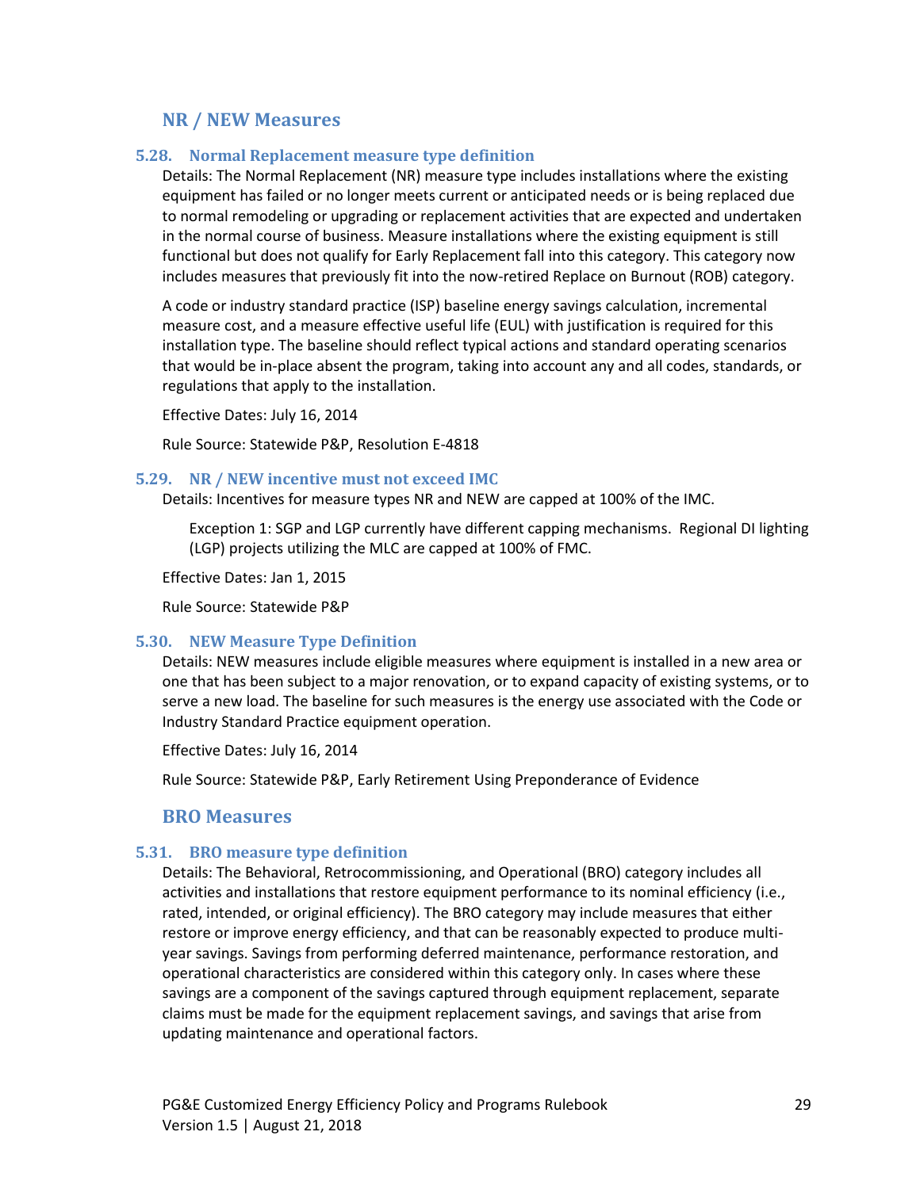## NR / NEW Measures

### 5.28. Normal Replacement measure type definition

Details: The Normal Replacement (NR) measure type includes installations where the existing equipment has failed or no longer meets current or anticipated needs or is being replaced due to normal remodeling or upgrading or replacement activities that are expected and undertaken in the normal course of business. Measure installations where the existing equipment is still functional but does not qualify for Early Replacement fall into this category. This category now includes measures that previously fit into the now-retired Replace on Burnout (ROB) category.

A code or industry standard practice (ISP) baseline energy savings calculation, incremental measure cost, and a measure effective useful life (EUL) with justification is required for this installation type. The baseline should reflect typical actions and standard operating scenarios that would be in-place absent the program, taking into account any and all codes, standards, or regulations that apply to the installation.

Effective Dates: July 16, 2014

Rule Source: Statewide P&P, Resolution E-4818

### 5.29. NR / NEW incentive must not exceed IMC

Details: Incentives for measure types NR and NEW are capped at 100% of the IMC.

> Exception 1: SGP and LGP currently have different capping mechanisms. Regional DI lighting (LGP) projects utilizing the MLC are capped at 100% of FMC.

Effective Dates: Jan 1, 2015

Rule Source: Statewide P&P

### 5.30. NEW Measure Type Definition

Details: NEW measures include eligible measures where equipment is installed in a new area or one that has been subject to a major renovation, or to expand capacity of existing systems, or to serve a new load. The baseline for such measures is the energy use associated with the Code or Industry Standard Practice equipment operation.

Effective Dates: July 16, 2014

Rule Source: Statewide P&P, Early Retirement Using Preponderance of Evidence

## BRO Measures

### 5.31. BRO measure type definition

Details: The Behavioral, Retrocommissioning, and Operational (BRO) category includes all activities and installations that restore equipment performance to its nominal efficiency (i.e., rated, intended, or original efficiency). The BRO category may include measures that either restore or improve energy efficiency, and that can be reasonably expected to produce multi-year savings. Savings from performing deferred maintenance, performance restoration, and operational characteristics are considered within this category only. In cases where these savings are a component of the savings captured through equipment replacement, separate claims must be made for the equipment replacement savings, and savings that arise from updating maintenance and operational factors.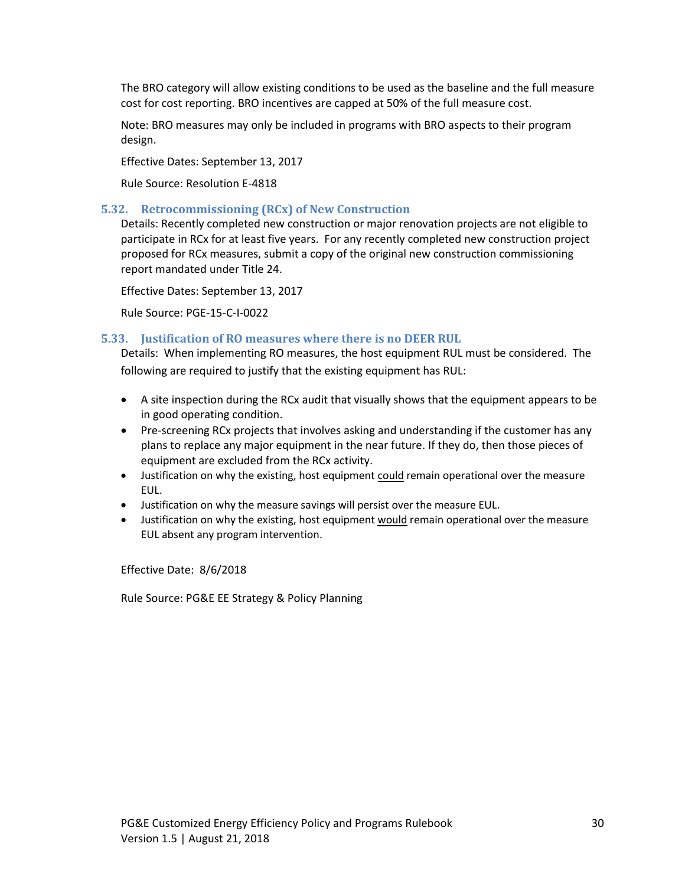The BRO category will allow existing conditions to be used as the baseline and the full measure cost for cost reporting. BRO incentives are capped at 50% of the full measure cost.

Note: BRO measures may only be included in programs with BRO aspects to their program design.

Effective Dates: September 13, 2017

Rule Source: Resolution E-4818

### 5.32. Retrocommissioning (RCx) of New Construction

Details: Recently completed new construction or major renovation projects are not eligible to participate in RCx for at least five years. For any recently completed new construction project proposed for RCx measures, submit a copy of the original new construction commissioning report mandated under Title 24.

Effective Dates: September 13, 2017

Rule Source: PGE-15-C-I-0022

### 5.33. Justification of RO measures where there is no DEER RUL

Details: When implementing RO measures, the host equipment RUL must be considered. The following are required to justify that the existing equipment has RUL:

- A site inspection during the RCx audit that visually shows that the equipment appears to be in good operating condition.
- Pre-screening RCx projects that involves asking and understanding if the customer has any plans to replace any major equipment in the near future. If they do, then those pieces of equipment are excluded from the RCx activity.
- Justification on why the existing, host equipment could remain operational over the measure EUL.
- Justification on why the measure savings will persist over the measure EUL.
- Justification on why the existing, host equipment would remain operational over the measure EUL absent any program intervention.

Effective Date: 8/6/2018

Rule Source: PG&E EE Strategy & Policy Planning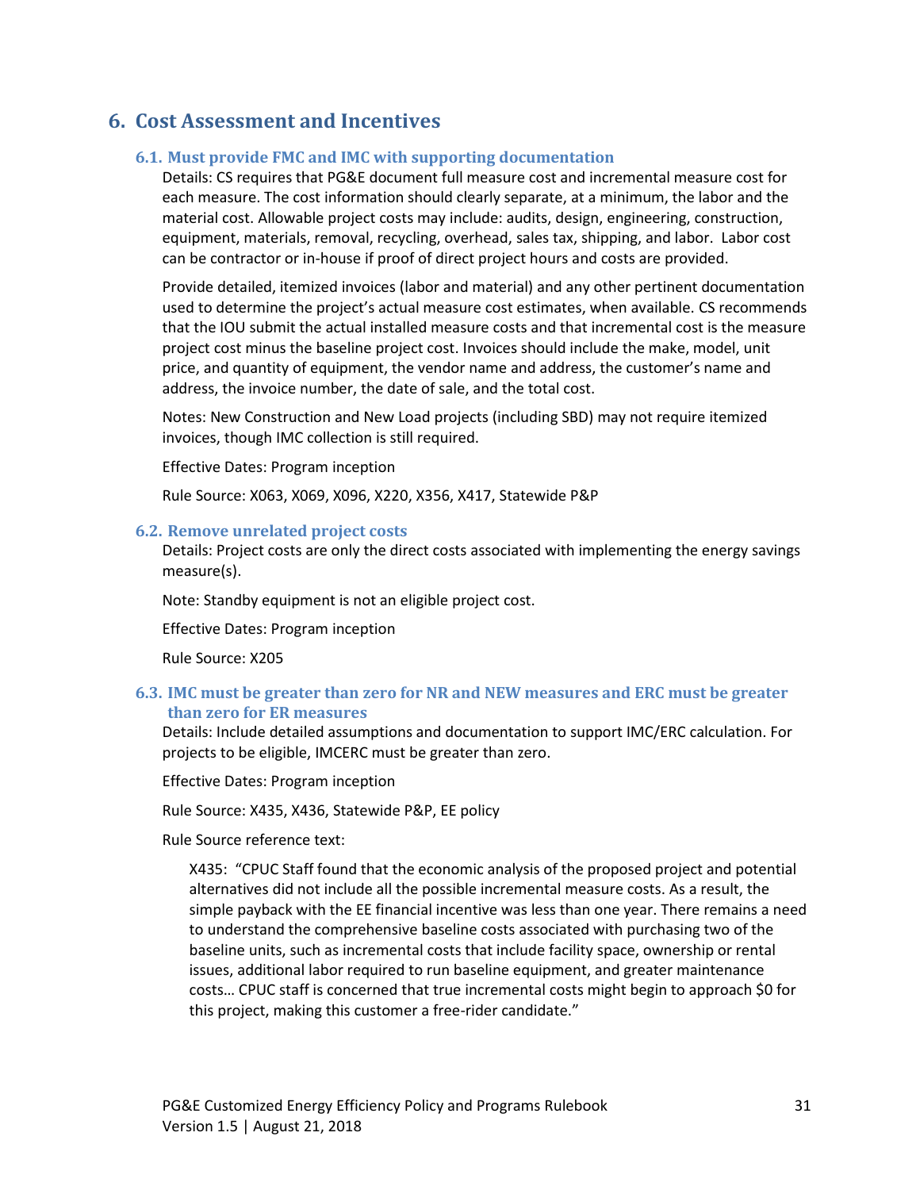# 6. Cost Assessment and Incentives

### 6.1. Must provide FMC and IMC with supporting documentation

Details: CS requires that PG&E document full measure cost and incremental measure cost for each measure. The cost information should clearly separate, at a minimum, the labor and the material cost. Allowable project costs may include: audits, design, engineering, construction, equipment, materials, removal, recycling, overhead, sales tax, shipping, and labor. Labor cost can be contractor or in-house if proof of direct project hours and costs are provided.

Provide detailed, itemized invoices (labor and material) and any other pertinent documentation used to determine the project's actual measure cost estimates, when available. CS recommends that the IOU submit the actual installed measure costs and that incremental cost is the measure project cost minus the baseline project cost. Invoices should include the make, model, unit price, and quantity of equipment, the vendor name and address, the customer's name and address, the invoice number, the date of sale, and the total cost.

Notes: New Construction and New Load projects (including SBD) may not require itemized invoices, though IMC collection is still required.

Effective Dates: Program inception

Rule Source: X063, X069, X096, X220, X356, X417, Statewide P&P

### 6.2. Remove unrelated project costs

Details: Project costs are only the direct costs associated with implementing the energy savings measure(s).

Note: Standby equipment is not an eligible project cost.

Effective Dates: Program inception

Rule Source: X205

### 6.3. IMC must be greater than zero for NR and NEW measures and ERC must be greater than zero for ER measures

Details: Include detailed assumptions and documentation to support IMC/ERC calculation. For projects to be eligible, IMCERC must be greater than zero.

Effective Dates: Program inception

Rule Source: X435, X436, Statewide P&P, EE policy

Rule Source reference text:

> X435: "CPUC Staff found that the economic analysis of the proposed project and potential alternatives did not include all the possible incremental measure costs. As a result, the simple payback with the EE financial incentive was less than one year. There remains a need to understand the comprehensive baseline costs associated with purchasing two of the baseline units, such as incremental costs that include facility space, ownership or rental issues, additional labor required to run baseline equipment, and greater maintenance costs… CPUC staff is concerned that true incremental costs might begin to approach $0 for this project, making this customer a free-rider candidate."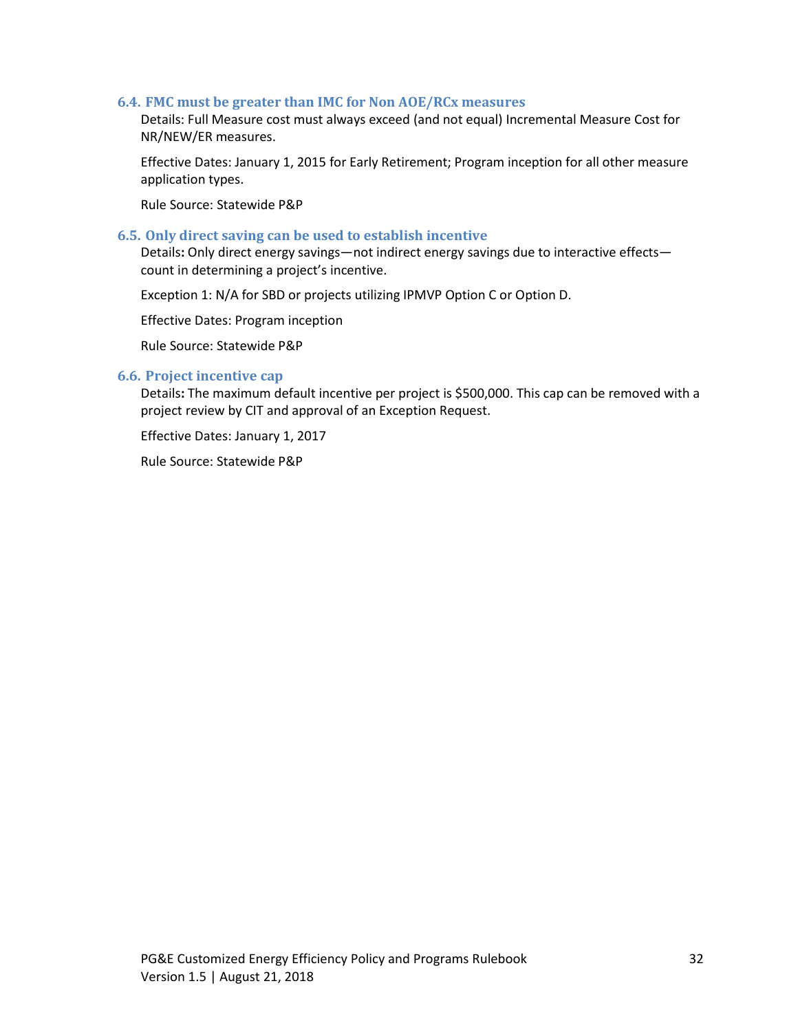### 6.4. FMC must be greater than IMC for Non AOE/RCx measures

Details: Full Measure cost must always exceed (and not equal) Incremental Measure Cost for NR/NEW/ER measures.

Effective Dates: January 1, 2015 for Early Retirement; Program inception for all other measure application types.

Rule Source: Statewide P&P

### 6.5. Only direct saving can be used to establish incentive

Details**:** Only direct energy savings—not indirect energy savings due to interactive effects—count in determining a project's incentive.

Exception 1: N/A for SBD or projects utilizing IPMVP Option C or Option D.

Effective Dates: Program inception

Rule Source: Statewide P&P

### 6.6. Project incentive cap

Details**:** The maximum default incentive per project is $500,000. This cap can be removed with a project review by CIT and approval of an Exception Request.

Effective Dates: January 1, 2017

Rule Source: Statewide P&P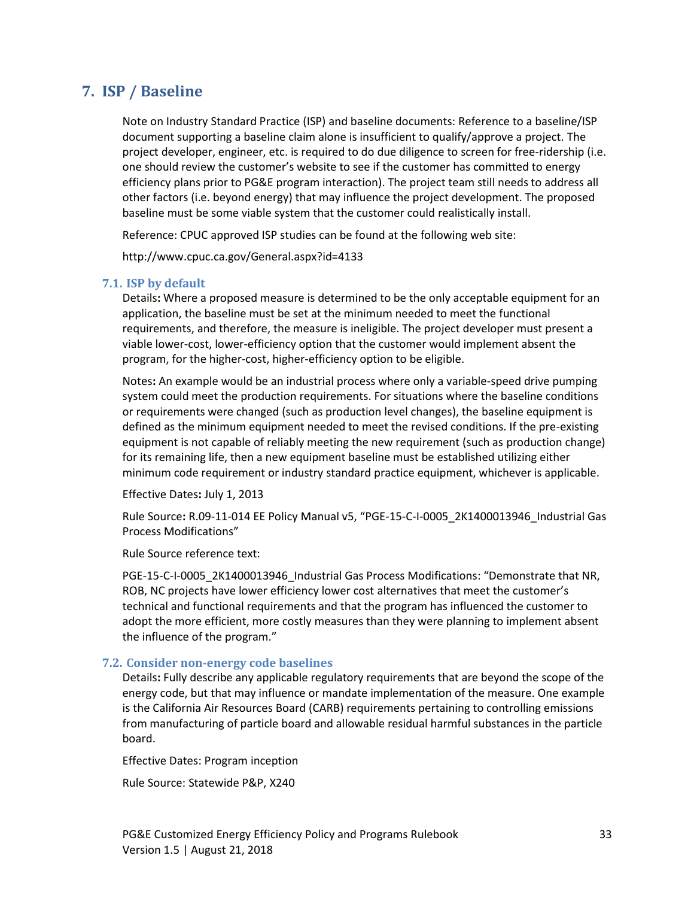## 7. ISP / Baseline

Note on Industry Standard Practice (ISP) and baseline documents: Reference to a baseline/ISP document supporting a baseline claim alone is insufficient to qualify/approve a project. The project developer, engineer, etc. is required to do due diligence to screen for free-ridership (i.e. one should review the customer's website to see if the customer has committed to energy efficiency plans prior to PG&E program interaction). The project team still needs to address all other factors (i.e. beyond energy) that may influence the project development. The proposed baseline must be some viable system that the customer could realistically install.

Reference: CPUC approved ISP studies can be found at the following web site:

http://www.cpuc.ca.gov/General.aspx?id=4133

### 7.1. ISP by default

Details**:** Where a proposed measure is determined to be the only acceptable equipment for an application, the baseline must be set at the minimum needed to meet the functional requirements, and therefore, the measure is ineligible. The project developer must present a viable lower-cost, lower-efficiency option that the customer would implement absent the program, for the higher-cost, higher-efficiency option to be eligible.

Notes**:** An example would be an industrial process where only a variable-speed drive pumping system could meet the production requirements. For situations where the baseline conditions or requirements were changed (such as production level changes), the baseline equipment is defined as the minimum equipment needed to meet the revised conditions. If the pre-existing equipment is not capable of reliably meeting the new requirement (such as production change) for its remaining life, then a new equipment baseline must be established utilizing either minimum code requirement or industry standard practice equipment, whichever is applicable.

Effective Dates**:** July 1, 2013

Rule Source**:** R.09-11-014 EE Policy Manual v5, "PGE-15-C-I-0005_2K1400013946_Industrial Gas Process Modifications"

Rule Source reference text:

PGE-15-C-I-0005_2K1400013946_Industrial Gas Process Modifications: "Demonstrate that NR, ROB, NC projects have lower efficiency lower cost alternatives that meet the customer's technical and functional requirements and that the program has influenced the customer to adopt the more efficient, more costly measures than they were planning to implement absent the influence of the program."

### 7.2. Consider non-energy code baselines

Details**:** Fully describe any applicable regulatory requirements that are beyond the scope of the energy code, but that may influence or mandate implementation of the measure. One example is the California Air Resources Board (CARB) requirements pertaining to controlling emissions from manufacturing of particle board and allowable residual harmful substances in the particle board.

Effective Dates: Program inception

Rule Source: Statewide P&P, X240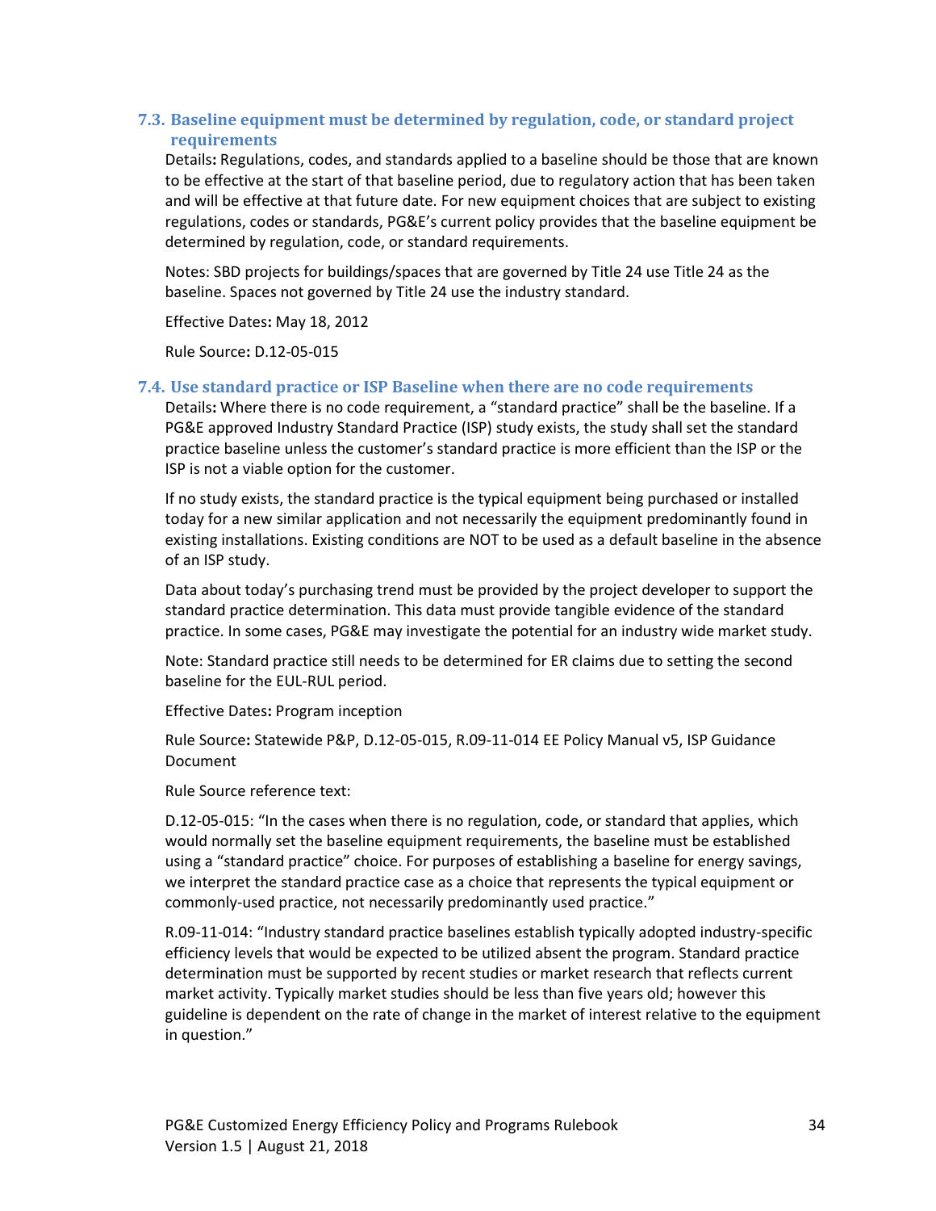### 7.3. Baseline equipment must be determined by regulation, code, or standard project requirements

Details**:** Regulations, codes, and standards applied to a baseline should be those that are known to be effective at the start of that baseline period, due to regulatory action that has been taken and will be effective at that future date. For new equipment choices that are subject to existing regulations, codes or standards, PG&E's current policy provides that the baseline equipment be determined by regulation, code, or standard requirements.

Notes: SBD projects for buildings/spaces that are governed by Title 24 use Title 24 as the baseline. Spaces not governed by Title 24 use the industry standard.

Effective Dates**:** May 18, 2012

Rule Source**:** D.12-05-015

### 7.4. Use standard practice or ISP Baseline when there are no code requirements

Details**:** Where there is no code requirement, a "standard practice" shall be the baseline. If a PG&E approved Industry Standard Practice (ISP) study exists, the study shall set the standard practice baseline unless the customer's standard practice is more efficient than the ISP or the ISP is not a viable option for the customer.

If no study exists, the standard practice is the typical equipment being purchased or installed today for a new similar application and not necessarily the equipment predominantly found in existing installations. Existing conditions are NOT to be used as a default baseline in the absence of an ISP study.

Data about today's purchasing trend must be provided by the project developer to support the standard practice determination. This data must provide tangible evidence of the standard practice. In some cases, PG&E may investigate the potential for an industry wide market study.

Note: Standard practice still needs to be determined for ER claims due to setting the second baseline for the EUL-RUL period.

Effective Dates**:** Program inception

Rule Source**:** Statewide P&P, D.12-05-015, R.09-11-014 EE Policy Manual v5, ISP Guidance Document

Rule Source reference text:

D.12-05-015: "In the cases when there is no regulation, code, or standard that applies, which would normally set the baseline equipment requirements, the baseline must be established using a "standard practice" choice. For purposes of establishing a baseline for energy savings, we interpret the standard practice case as a choice that represents the typical equipment or commonly-used practice, not necessarily predominantly used practice."

R.09-11-014: "Industry standard practice baselines establish typically adopted industry-specific efficiency levels that would be expected to be utilized absent the program. Standard practice determination must be supported by recent studies or market research that reflects current market activity. Typically market studies should be less than five years old; however this guideline is dependent on the rate of change in the market of interest relative to the equipment in question."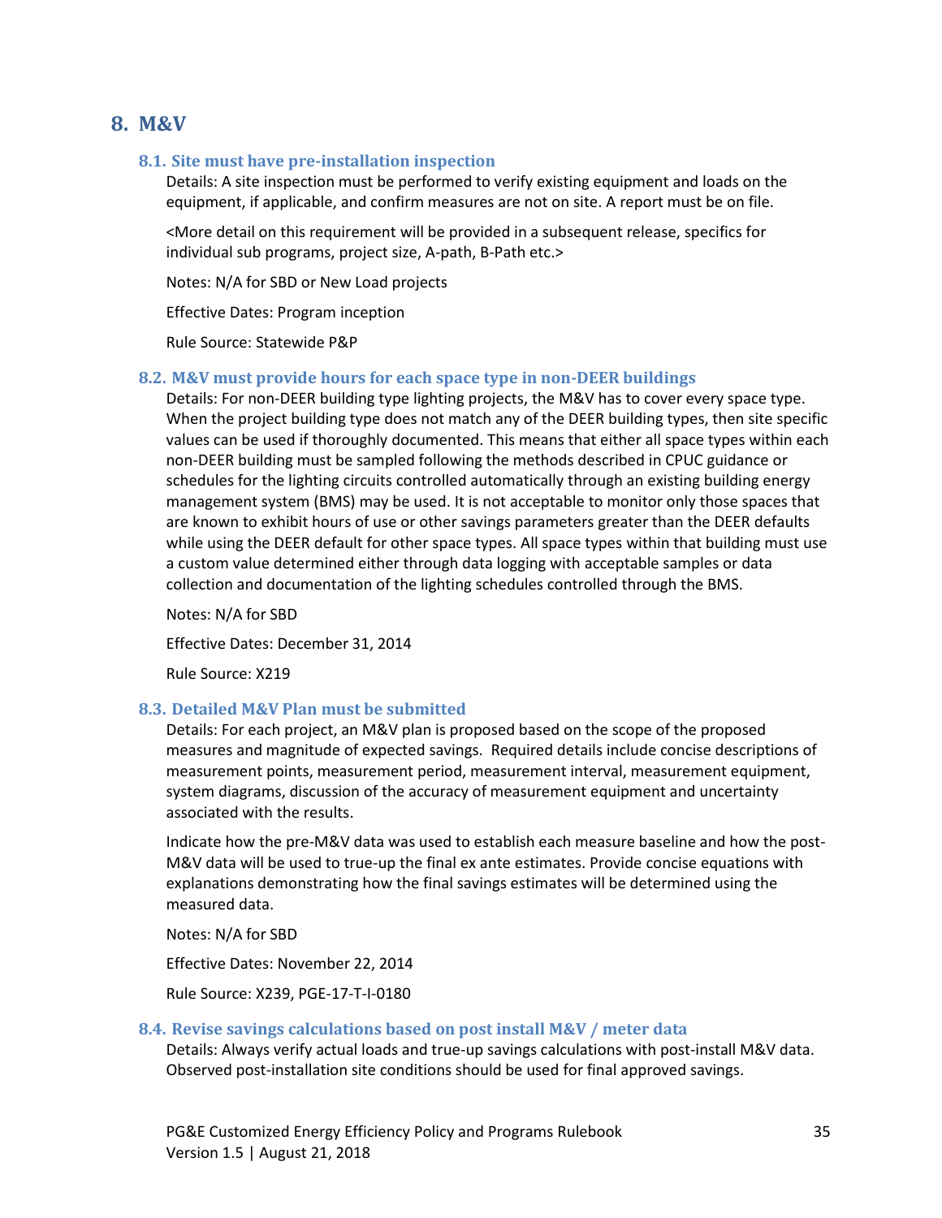# 8. M&V

## 8.1. Site must have pre-installation inspection

Details: A site inspection must be performed to verify existing equipment and loads on the equipment, if applicable, and confirm measures are not on site. A report must be on file.

<More detail on this requirement will be provided in a subsequent release, specifics for individual sub programs, project size, A-path, B-Path etc.>

Notes: N/A for SBD or New Load projects

Effective Dates: Program inception

Rule Source: Statewide P&P

## 8.2. M&V must provide hours for each space type in non-DEER buildings

Details: For non-DEER building type lighting projects, the M&V has to cover every space type. When the project building type does not match any of the DEER building types, then site specific values can be used if thoroughly documented. This means that either all space types within each non-DEER building must be sampled following the methods described in CPUC guidance or schedules for the lighting circuits controlled automatically through an existing building energy management system (BMS) may be used. It is not acceptable to monitor only those spaces that are known to exhibit hours of use or other savings parameters greater than the DEER defaults while using the DEER default for other space types. All space types within that building must use a custom value determined either through data logging with acceptable samples or data collection and documentation of the lighting schedules controlled through the BMS.

Notes: N/A for SBD

Effective Dates: December 31, 2014

Rule Source: X219

## 8.3. Detailed M&V Plan must be submitted

Details: For each project, an M&V plan is proposed based on the scope of the proposed measures and magnitude of expected savings. Required details include concise descriptions of measurement points, measurement period, measurement interval, measurement equipment, system diagrams, discussion of the accuracy of measurement equipment and uncertainty associated with the results.

Indicate how the pre-M&V data was used to establish each measure baseline and how the post-M&V data will be used to true-up the final ex ante estimates. Provide concise equations with explanations demonstrating how the final savings estimates will be determined using the measured data.

Notes: N/A for SBD

Effective Dates: November 22, 2014

Rule Source: X239, PGE-17-T-I-0180

## 8.4. Revise savings calculations based on post install M&V / meter data

Details: Always verify actual loads and true-up savings calculations with post-install M&V data. Observed post-installation site conditions should be used for final approved savings.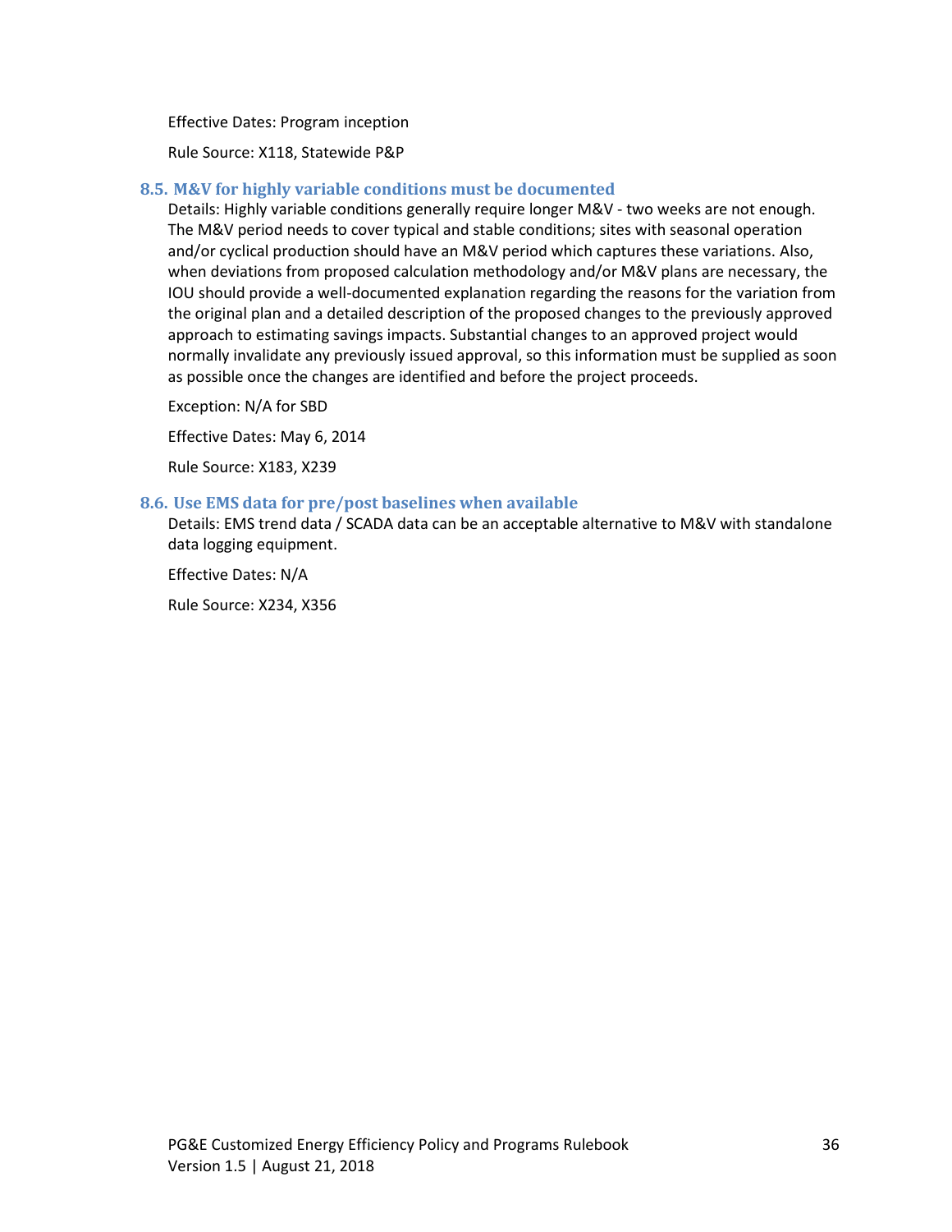Effective Dates: Program inception

Rule Source: X118, Statewide P&P

### 8.5. M&V for highly variable conditions must be documented

Details: Highly variable conditions generally require longer M&V - two weeks are not enough. The M&V period needs to cover typical and stable conditions; sites with seasonal operation and/or cyclical production should have an M&V period which captures these variations. Also, when deviations from proposed calculation methodology and/or M&V plans are necessary, the IOU should provide a well-documented explanation regarding the reasons for the variation from the original plan and a detailed description of the proposed changes to the previously approved approach to estimating savings impacts. Substantial changes to an approved project would normally invalidate any previously issued approval, so this information must be supplied as soon as possible once the changes are identified and before the project proceeds.

Exception: N/A for SBD

Effective Dates: May 6, 2014

Rule Source: X183, X239

### 8.6. Use EMS data for pre/post baselines when available

Details: EMS trend data / SCADA data can be an acceptable alternative to M&V with standalone data logging equipment.

Effective Dates: N/A

Rule Source: X234, X356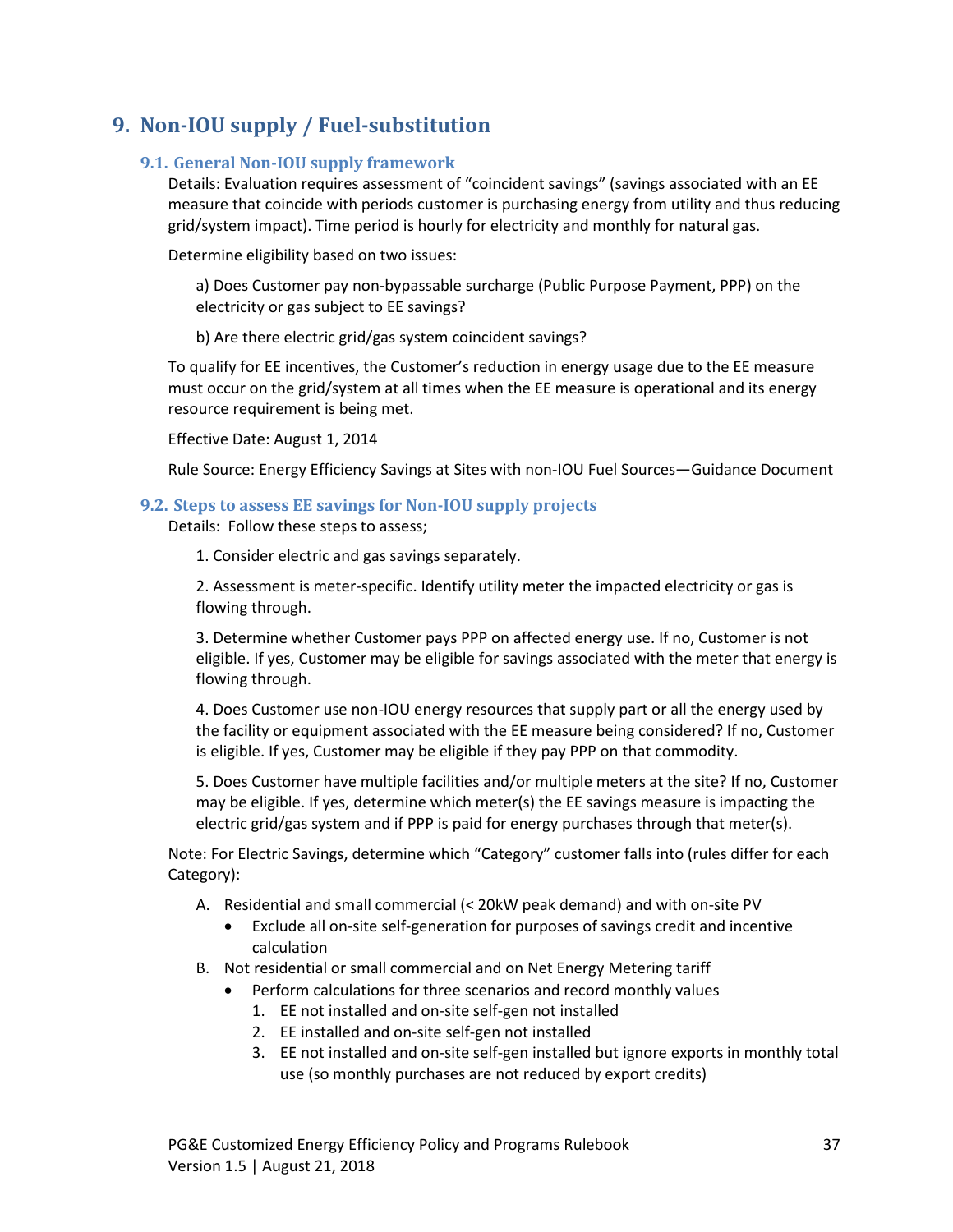# 9. Non-IOU supply / Fuel-substitution

## 9.1. General Non-IOU supply framework

Details: Evaluation requires assessment of "coincident savings" (savings associated with an EE measure that coincide with periods customer is purchasing energy from utility and thus reducing grid/system impact). Time period is hourly for electricity and monthly for natural gas.

Determine eligibility based on two issues:

a) Does Customer pay non-bypassable surcharge (Public Purpose Payment, PPP) on the electricity or gas subject to EE savings?

b) Are there electric grid/gas system coincident savings?

To qualify for EE incentives, the Customer's reduction in energy usage due to the EE measure must occur on the grid/system at all times when the EE measure is operational and its energy resource requirement is being met.

Effective Date: August 1, 2014

Rule Source: Energy Efficiency Savings at Sites with non-IOU Fuel Sources—Guidance Document

## 9.2. Steps to assess EE savings for Non-IOU supply projects

Details: Follow these steps to assess;

1. Consider electric and gas savings separately.

2. Assessment is meter-specific. Identify utility meter the impacted electricity or gas is flowing through.

3. Determine whether Customer pays PPP on affected energy use. If no, Customer is not eligible. If yes, Customer may be eligible for savings associated with the meter that energy is flowing through.

4. Does Customer use non-IOU energy resources that supply part or all the energy used by the facility or equipment associated with the EE measure being considered? If no, Customer is eligible. If yes, Customer may be eligible if they pay PPP on that commodity.

5. Does Customer have multiple facilities and/or multiple meters at the site? If no, Customer may be eligible. If yes, determine which meter(s) the EE savings measure is impacting the electric grid/gas system and if PPP is paid for energy purchases through that meter(s).

Note: For Electric Savings, determine which "Category" customer falls into (rules differ for each Category):

A. Residential and small commercial (< 20kW peak demand) and with on-site PV
   - Exclude all on-site self-generation for purposes of savings credit and incentive calculation
B. Not residential or small commercial and on Net Energy Metering tariff
   - Perform calculations for three scenarios and record monthly values
     1. EE not installed and on-site self-gen not installed
     2. EE installed and on-site self-gen not installed
     3. EE not installed and on-site self-gen installed but ignore exports in monthly total use (so monthly purchases are not reduced by export credits)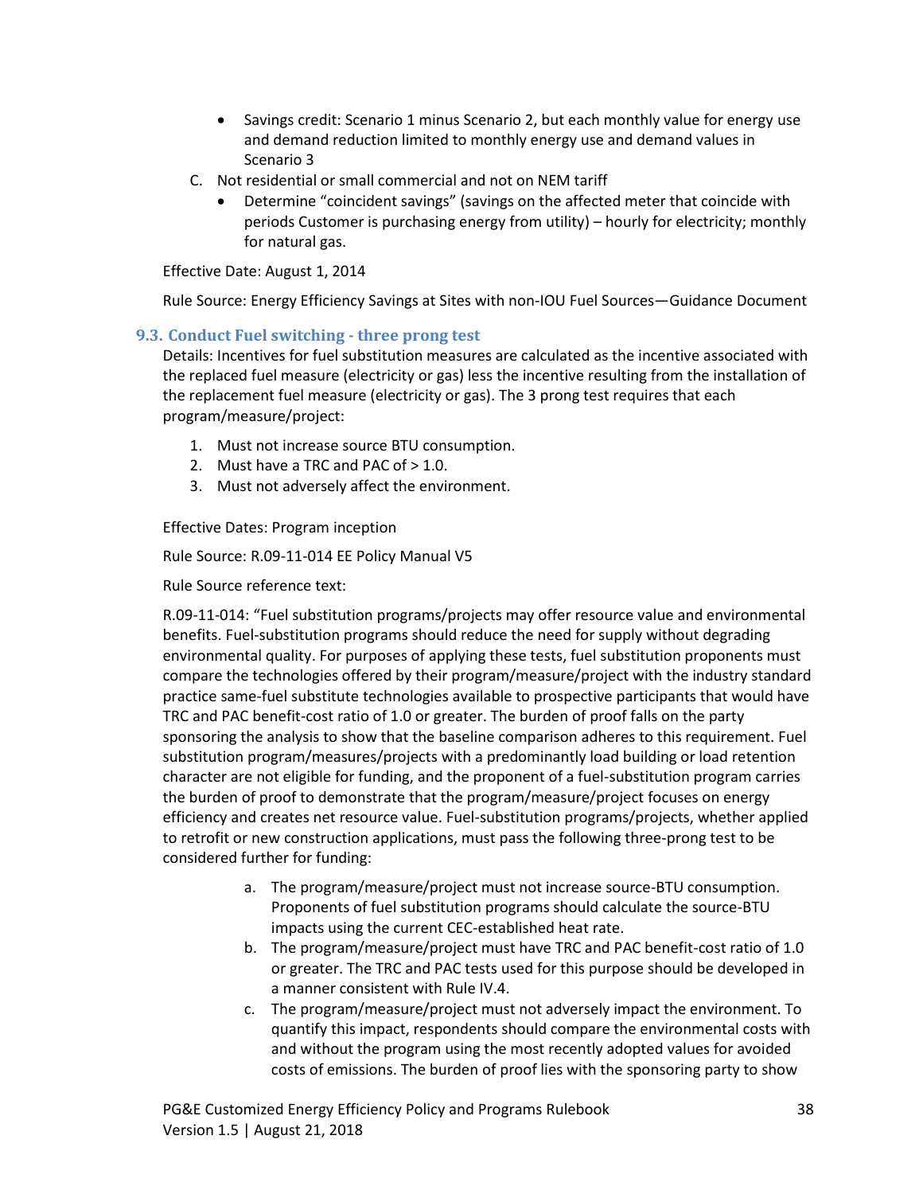- Savings credit: Scenario 1 minus Scenario 2, but each monthly value for energy use and demand reduction limited to monthly energy use and demand values in Scenario 3

C. Not residential or small commercial and not on NEM tariff
   - Determine "coincident savings" (savings on the affected meter that coincide with periods Customer is purchasing energy from utility) – hourly for electricity; monthly for natural gas.

Effective Date: August 1, 2014

Rule Source: Energy Efficiency Savings at Sites with non-IOU Fuel Sources—Guidance Document

### 9.3. Conduct Fuel switching - three prong test

Details: Incentives for fuel substitution measures are calculated as the incentive associated with the replaced fuel measure (electricity or gas) less the incentive resulting from the installation of the replacement fuel measure (electricity or gas). The 3 prong test requires that each program/measure/project:

1. Must not increase source BTU consumption.
2. Must have a TRC and PAC of > 1.0.
3. Must not adversely affect the environment.

Effective Dates: Program inception

Rule Source: R.09-11-014 EE Policy Manual V5

Rule Source reference text:

R.09-11-014: "Fuel substitution programs/projects may offer resource value and environmental benefits. Fuel-substitution programs should reduce the need for supply without degrading environmental quality. For purposes of applying these tests, fuel substitution proponents must compare the technologies offered by their program/measure/project with the industry standard practice same-fuel substitute technologies available to prospective participants that would have TRC and PAC benefit-cost ratio of 1.0 or greater. The burden of proof falls on the party sponsoring the analysis to show that the baseline comparison adheres to this requirement. Fuel substitution program/measures/projects with a predominantly load building or load retention character are not eligible for funding, and the proponent of a fuel-substitution program carries the burden of proof to demonstrate that the program/measure/project focuses on energy efficiency and creates net resource value. Fuel-substitution programs/projects, whether applied to retrofit or new construction applications, must pass the following three-prong test to be considered further for funding:

a. The program/measure/project must not increase source-BTU consumption. Proponents of fuel substitution programs should calculate the source-BTU impacts using the current CEC-established heat rate.
b. The program/measure/project must have TRC and PAC benefit-cost ratio of 1.0 or greater. The TRC and PAC tests used for this purpose should be developed in a manner consistent with Rule IV.4.
c. The program/measure/project must not adversely impact the environment. To quantify this impact, respondents should compare the environmental costs with and without the program using the most recently adopted values for avoided costs of emissions. The burden of proof lies with the sponsoring party to show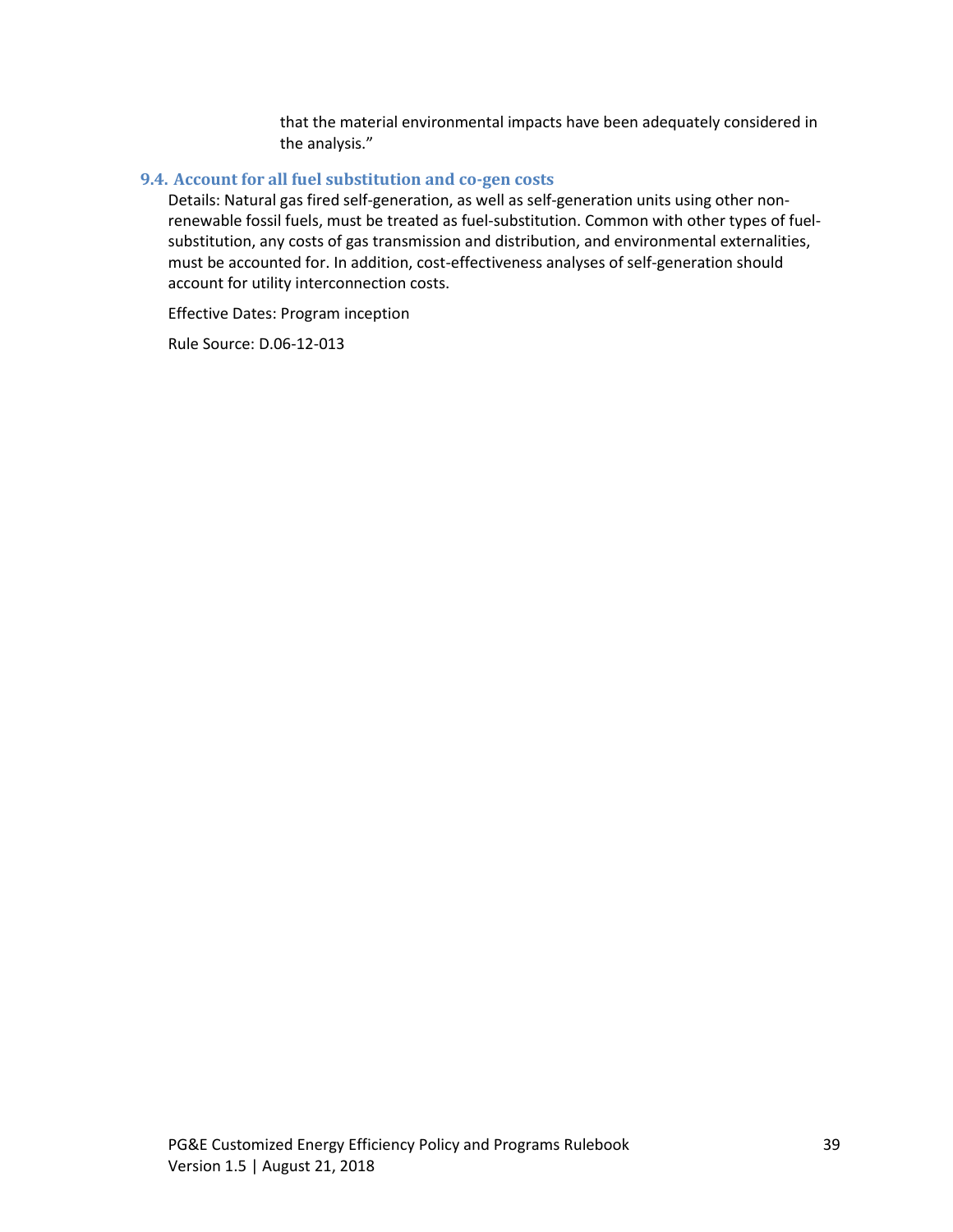that the material environmental impacts have been adequately considered in the analysis."

### 9.4. Account for all fuel substitution and co-gen costs

Details: Natural gas fired self-generation, as well as self-generation units using other non-renewable fossil fuels, must be treated as fuel-substitution. Common with other types of fuel-substitution, any costs of gas transmission and distribution, and environmental externalities, must be accounted for. In addition, cost-effectiveness analyses of self-generation should account for utility interconnection costs.

Effective Dates: Program inception

Rule Source: D.06-12-013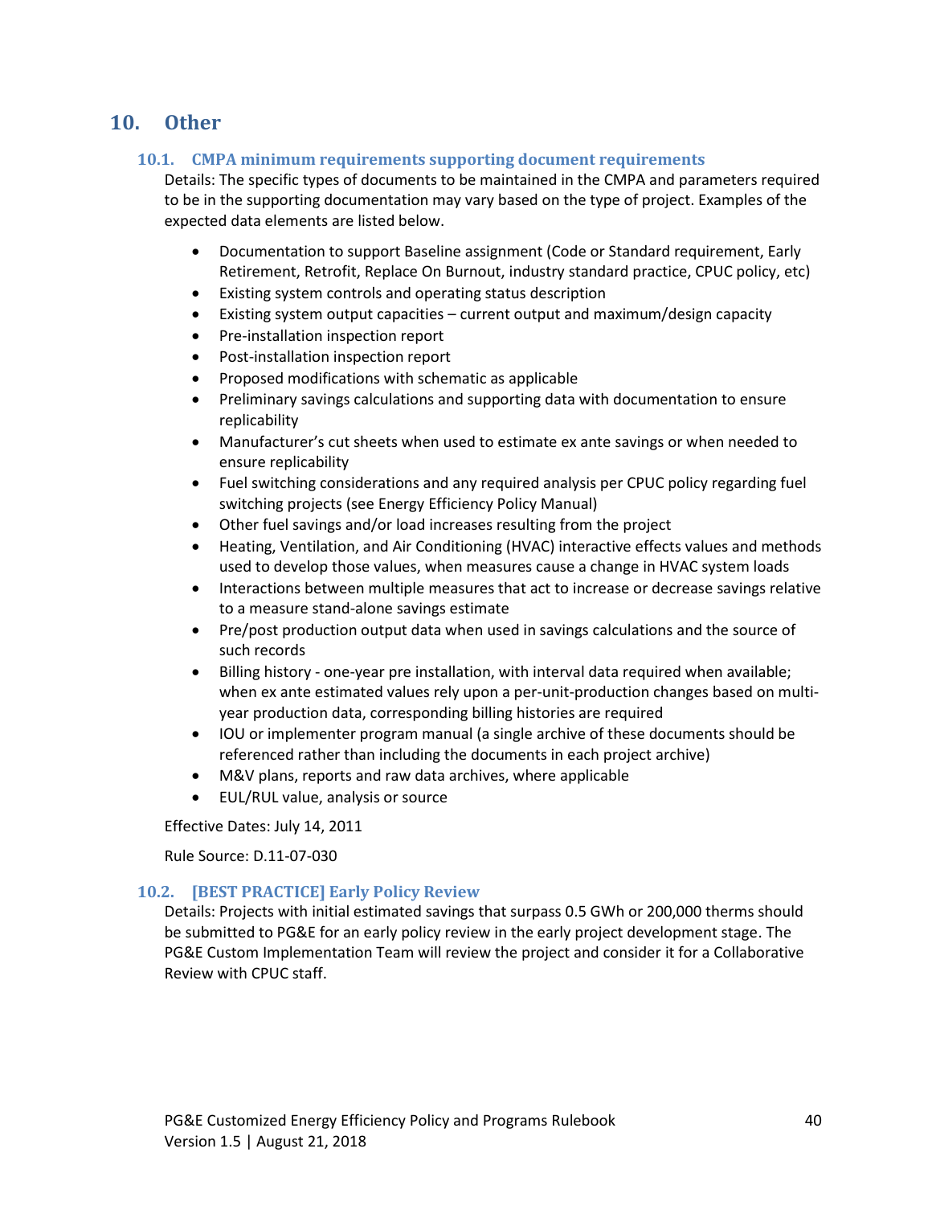# 10. Other

## 10.1. CMPA minimum requirements supporting document requirements

Details: The specific types of documents to be maintained in the CMPA and parameters required to be in the supporting documentation may vary based on the type of project. Examples of the expected data elements are listed below.

- Documentation to support Baseline assignment (Code or Standard requirement, Early Retirement, Retrofit, Replace On Burnout, industry standard practice, CPUC policy, etc)
- Existing system controls and operating status description
- Existing system output capacities – current output and maximum/design capacity
- Pre-installation inspection report
- Post-installation inspection report
- Proposed modifications with schematic as applicable
- Preliminary savings calculations and supporting data with documentation to ensure replicability
- Manufacturer's cut sheets when used to estimate ex ante savings or when needed to ensure replicability
- Fuel switching considerations and any required analysis per CPUC policy regarding fuel switching projects (see Energy Efficiency Policy Manual)
- Other fuel savings and/or load increases resulting from the project
- Heating, Ventilation, and Air Conditioning (HVAC) interactive effects values and methods used to develop those values, when measures cause a change in HVAC system loads
- Interactions between multiple measures that act to increase or decrease savings relative to a measure stand-alone savings estimate
- Pre/post production output data when used in savings calculations and the source of such records
- Billing history - one-year pre installation, with interval data required when available; when ex ante estimated values rely upon a per-unit-production changes based on multi-year production data, corresponding billing histories are required
- IOU or implementer program manual (a single archive of these documents should be referenced rather than including the documents in each project archive)
- M&V plans, reports and raw data archives, where applicable
- EUL/RUL value, analysis or source

Effective Dates: July 14, 2011

Rule Source: D.11-07-030

## 10.2. [BEST PRACTICE] Early Policy Review

Details: Projects with initial estimated savings that surpass 0.5 GWh or 200,000 therms should be submitted to PG&E for an early policy review in the early project development stage. The PG&E Custom Implementation Team will review the project and consider it for a Collaborative Review with CPUC staff.